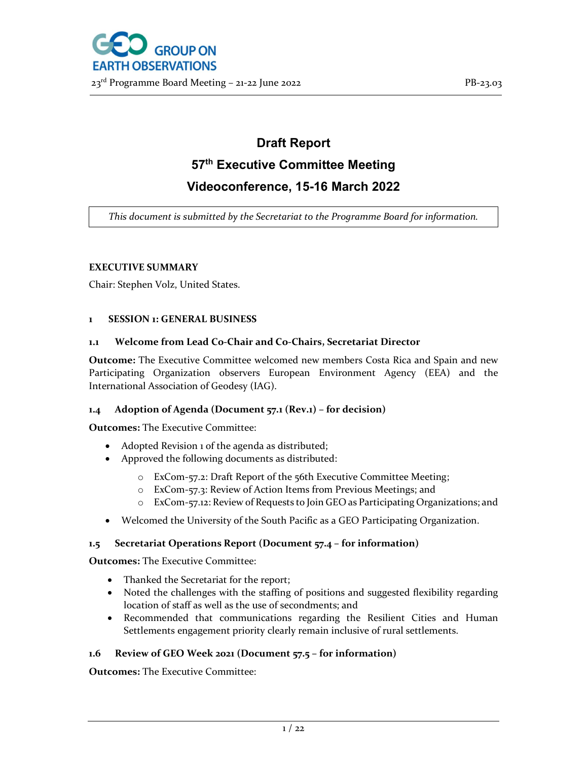# Draft Report

# 57th Executive Committee Meeting

# Videoconference, 15-16 March 2022

*This document is submitted by the Secretariat to the Programme Board for information.*

**EXECUTIVE SUMMARY**

Chair: Stephen Volz, United States.

## 1 SESSION 1: GENERAL BUSINESS

### 1.1 Welcome from Lead Co-Chair and Co-Chairs, Secretariat Director

**Outcome:** The Executive Committee welcomed new members Costa Rica and Spain and new Participating Organization observers European Environment Agency (EEA) and the International Association of Geodesy (IAG).

### 1.4 Adoption of Agenda (Document 57.1 (Rev.1) – for decision)

**Outcomes:** The Executive Committee:

- Adopted Revision 1 of the agenda as distributed;
- Approved the following documents as distributed:
  - ExCom-57.2: Draft Report of the 56th Executive Committee Meeting;
  - ExCom-57.3: Review of Action Items from Previous Meetings; and
  - ExCom-57.12: Review of Requests to Join GEO as Participating Organizations; and
- Welcomed the University of the South Pacific as a GEO Participating Organization.

### 1.5 Secretariat Operations Report (Document 57.4 – for information)

**Outcomes:** The Executive Committee:

- Thanked the Secretariat for the report;
- Noted the challenges with the staffing of positions and suggested flexibility regarding location of staff as well as the use of secondments; and
- Recommended that communications regarding the Resilient Cities and Human Settlements engagement priority clearly remain inclusive of rural settlements.

### 1.6 Review of GEO Week 2021 (Document 57.5 – for information)

**Outcomes:** The Executive Committee: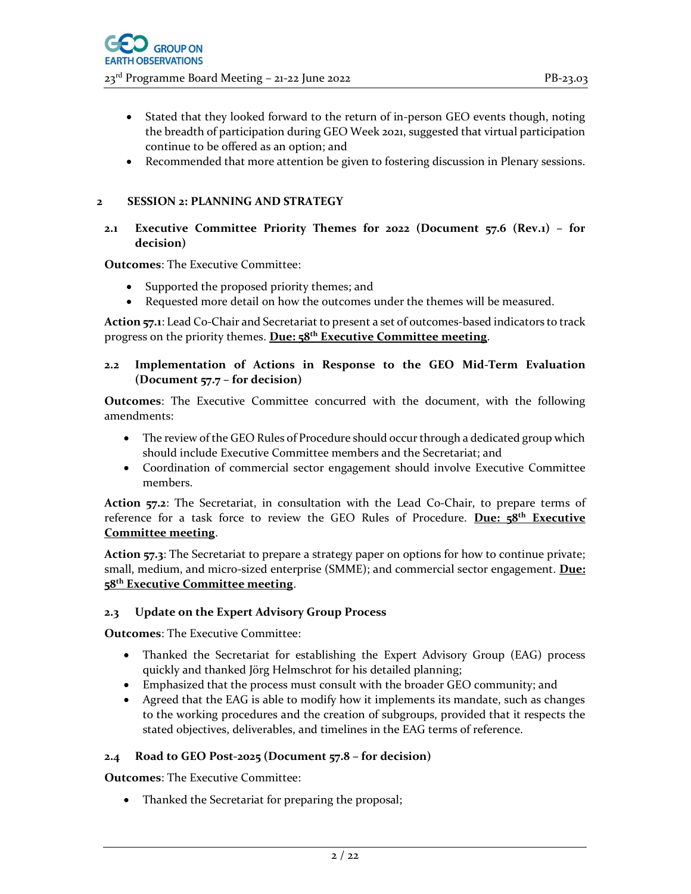- Stated that they looked forward to the return of in-person GEO events though, noting the breadth of participation during GEO Week 2021, suggested that virtual participation continue to be offered as an option; and
- Recommended that more attention be given to fostering discussion in Plenary sessions.

## 2 SESSION 2: PLANNING AND STRATEGY

### 2.1 Executive Committee Priority Themes for 2022 (Document 57.6 (Rev.1) – for decision)

**Outcomes**: The Executive Committee:

- Supported the proposed priority themes; and
- Requested more detail on how the outcomes under the themes will be measured.

**Action 57.1**: Lead Co-Chair and Secretariat to present a set of outcomes-based indicators to track progress on the priority themes. **Due: 58th Executive Committee meeting**.

### 2.2 Implementation of Actions in Response to the GEO Mid-Term Evaluation (Document 57.7 – for decision)

**Outcomes**: The Executive Committee concurred with the document, with the following amendments:

- The review of the GEO Rules of Procedure should occur through a dedicated group which should include Executive Committee members and the Secretariat; and
- Coordination of commercial sector engagement should involve Executive Committee members.

**Action 57.2**: The Secretariat, in consultation with the Lead Co-Chair, to prepare terms of reference for a task force to review the GEO Rules of Procedure. **Due: 58th Executive Committee meeting**.

**Action 57.3**: The Secretariat to prepare a strategy paper on options for how to continue private; small, medium, and micro-sized enterprise (SMME); and commercial sector engagement. **Due: 58th Executive Committee meeting**.

### 2.3 Update on the Expert Advisory Group Process

**Outcomes**: The Executive Committee:

- Thanked the Secretariat for establishing the Expert Advisory Group (EAG) process quickly and thanked Jörg Helmschrot for his detailed planning;
- Emphasized that the process must consult with the broader GEO community; and
- Agreed that the EAG is able to modify how it implements its mandate, such as changes to the working procedures and the creation of subgroups, provided that it respects the stated objectives, deliverables, and timelines in the EAG terms of reference.

### 2.4 Road to GEO Post-2025 (Document 57.8 – for decision)

**Outcomes**: The Executive Committee:

- Thanked the Secretariat for preparing the proposal;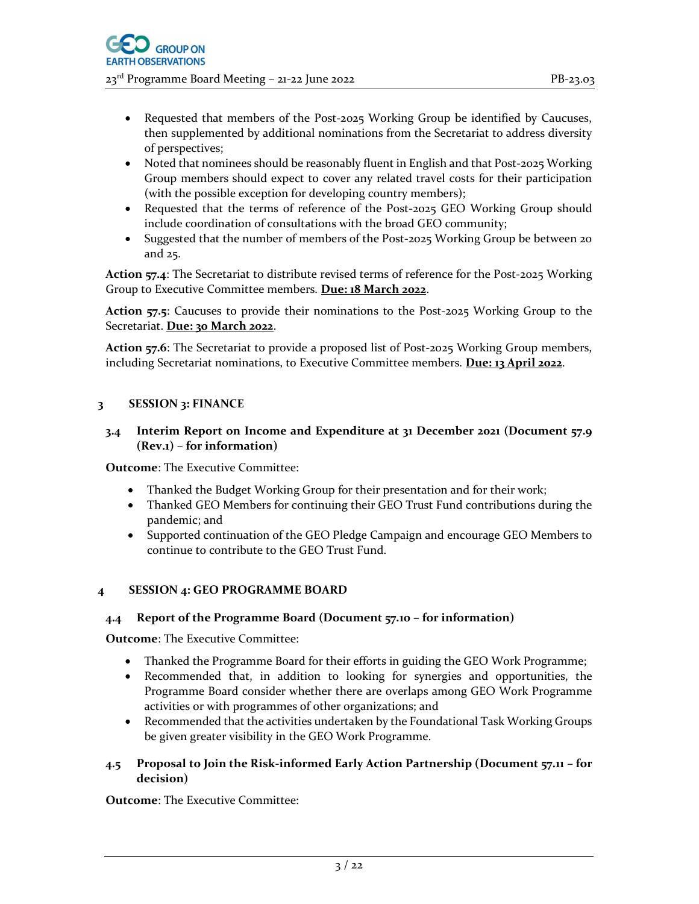- Requested that members of the Post-2025 Working Group be identified by Caucuses, then supplemented by additional nominations from the Secretariat to address diversity of perspectives;
- Noted that nominees should be reasonably fluent in English and that Post-2025 Working Group members should expect to cover any related travel costs for their participation (with the possible exception for developing country members);
- Requested that the terms of reference of the Post-2025 GEO Working Group should include coordination of consultations with the broad GEO community;
- Suggested that the number of members of the Post-2025 Working Group be between 20 and 25.

**Action 57.4**: The Secretariat to distribute revised terms of reference for the Post-2025 Working Group to Executive Committee members. **Due: 18 March 2022**.

**Action 57.5**: Caucuses to provide their nominations to the Post-2025 Working Group to the Secretariat. **Due: 30 March 2022**.

**Action 57.6**: The Secretariat to provide a proposed list of Post-2025 Working Group members, including Secretariat nominations, to Executive Committee members. **Due: 13 April 2022**.

## 3 SESSION 3: FINANCE

### 3.4 Interim Report on Income and Expenditure at 31 December 2021 (Document 57.9 (Rev.1) – for information)

**Outcome**: The Executive Committee:

- Thanked the Budget Working Group for their presentation and for their work;
- Thanked GEO Members for continuing their GEO Trust Fund contributions during the pandemic; and
- Supported continuation of the GEO Pledge Campaign and encourage GEO Members to continue to contribute to the GEO Trust Fund.

## 4 SESSION 4: GEO PROGRAMME BOARD

### 4.4 Report of the Programme Board (Document 57.10 – for information)

**Outcome**: The Executive Committee:

- Thanked the Programme Board for their efforts in guiding the GEO Work Programme;
- Recommended that, in addition to looking for synergies and opportunities, the Programme Board consider whether there are overlaps among GEO Work Programme activities or with programmes of other organizations; and
- Recommended that the activities undertaken by the Foundational Task Working Groups be given greater visibility in the GEO Work Programme.

### 4.5 Proposal to Join the Risk-informed Early Action Partnership (Document 57.11 – for decision)

**Outcome**: The Executive Committee: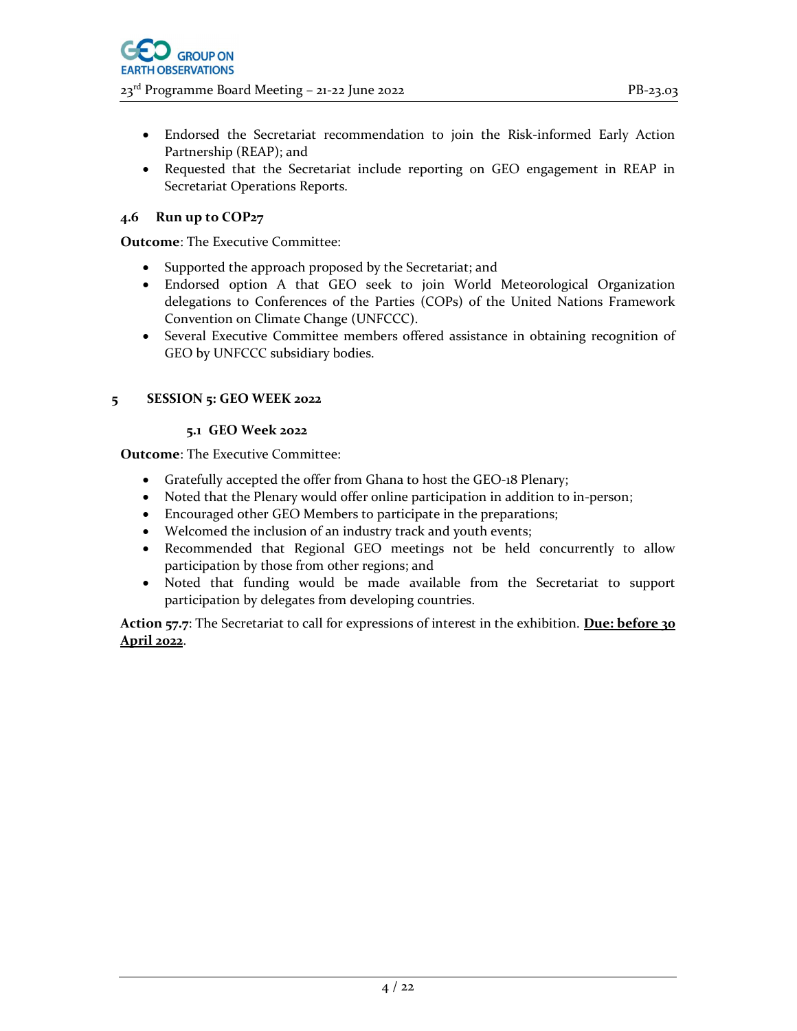- Endorsed the Secretariat recommendation to join the Risk-informed Early Action Partnership (REAP); and
- Requested that the Secretariat include reporting on GEO engagement in REAP in Secretariat Operations Reports.

### 4.6 Run up to COP27

**Outcome**: The Executive Committee:

- Supported the approach proposed by the Secretariat; and
- Endorsed option A that GEO seek to join World Meteorological Organization delegations to Conferences of the Parties (COPs) of the United Nations Framework Convention on Climate Change (UNFCCC).
- Several Executive Committee members offered assistance in obtaining recognition of GEO by UNFCCC subsidiary bodies.

## 5 SESSION 5: GEO WEEK 2022

### 5.1 GEO Week 2022

**Outcome**: The Executive Committee:

- Gratefully accepted the offer from Ghana to host the GEO-18 Plenary;
- Noted that the Plenary would offer online participation in addition to in-person;
- Encouraged other GEO Members to participate in the preparations;
- Welcomed the inclusion of an industry track and youth events;
- Recommended that Regional GEO meetings not be held concurrently to allow participation by those from other regions; and
- Noted that funding would be made available from the Secretariat to support participation by delegates from developing countries.

**Action 57.7**: The Secretariat to call for expressions of interest in the exhibition. **Due: before 30 April 2022**.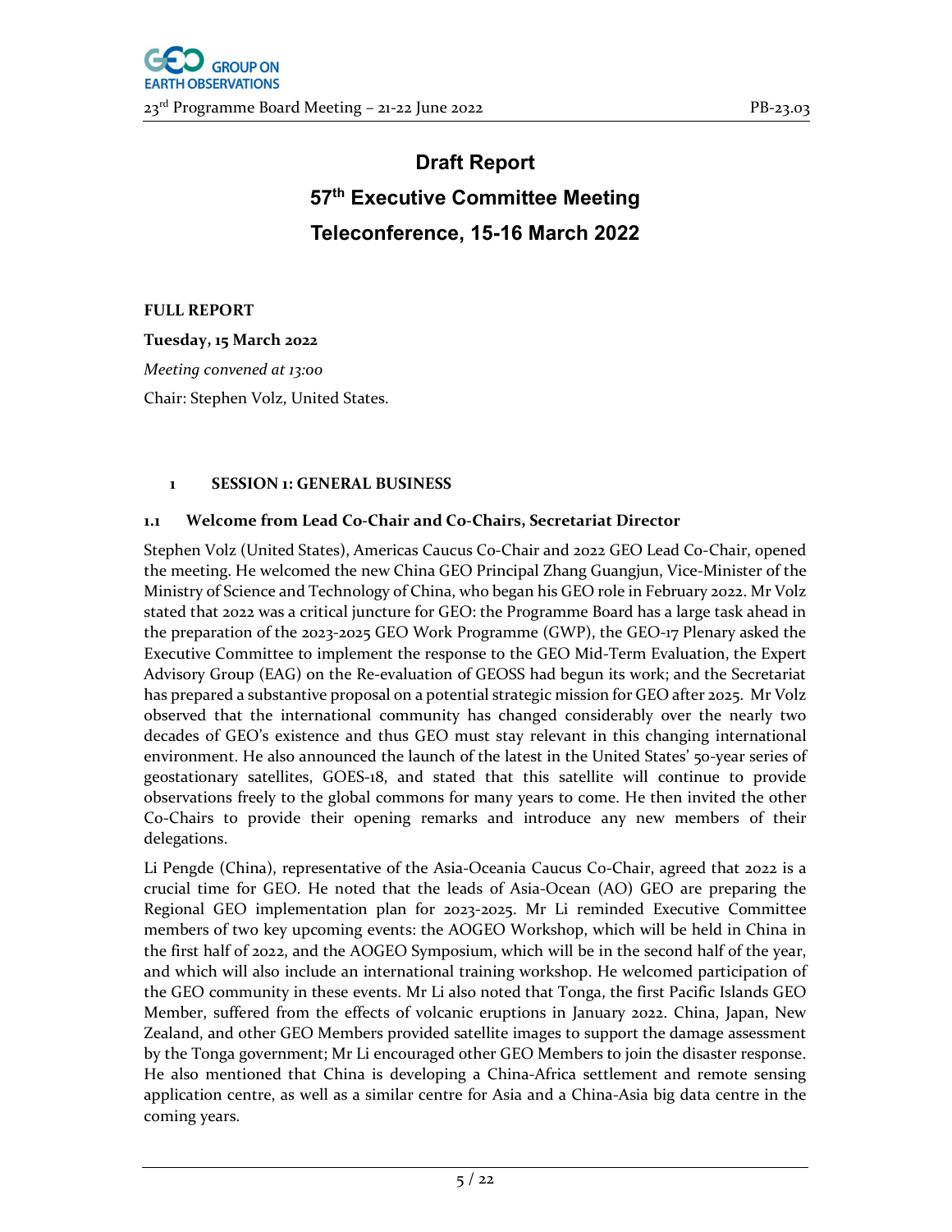# Draft Report

# 57th Executive Committee Meeting

# Teleconference, 15-16 March 2022

**FULL REPORT**

**Tuesday, 15 March 2022**

*Meeting convened at 13:00*

Chair: Stephen Volz, United States.

## 1 SESSION 1: GENERAL BUSINESS

### 1.1 Welcome from Lead Co-Chair and Co-Chairs, Secretariat Director

Stephen Volz (United States), Americas Caucus Co-Chair and 2022 GEO Lead Co-Chair, opened the meeting. He welcomed the new China GEO Principal Zhang Guangjun, Vice-Minister of the Ministry of Science and Technology of China, who began his GEO role in February 2022. Mr Volz stated that 2022 was a critical juncture for GEO: the Programme Board has a large task ahead in the preparation of the 2023-2025 GEO Work Programme (GWP), the GEO-17 Plenary asked the Executive Committee to implement the response to the GEO Mid-Term Evaluation, the Expert Advisory Group (EAG) on the Re-evaluation of GEOSS had begun its work; and the Secretariat has prepared a substantive proposal on a potential strategic mission for GEO after 2025. Mr Volz observed that the international community has changed considerably over the nearly two decades of GEO's existence and thus GEO must stay relevant in this changing international environment. He also announced the launch of the latest in the United States' 50-year series of geostationary satellites, GOES-18, and stated that this satellite will continue to provide observations freely to the global commons for many years to come. He then invited the other Co-Chairs to provide their opening remarks and introduce any new members of their delegations.

Li Pengde (China), representative of the Asia-Oceania Caucus Co-Chair, agreed that 2022 is a crucial time for GEO. He noted that the leads of Asia-Ocean (AO) GEO are preparing the Regional GEO implementation plan for 2023-2025. Mr Li reminded Executive Committee members of two key upcoming events: the AOGEO Workshop, which will be held in China in the first half of 2022, and the AOGEO Symposium, which will be in the second half of the year, and which will also include an international training workshop. He welcomed participation of the GEO community in these events. Mr Li also noted that Tonga, the first Pacific Islands GEO Member, suffered from the effects of volcanic eruptions in January 2022. China, Japan, New Zealand, and other GEO Members provided satellite images to support the damage assessment by the Tonga government; Mr Li encouraged other GEO Members to join the disaster response. He also mentioned that China is developing a China-Africa settlement and remote sensing application centre, as well as a similar centre for Asia and a China-Asia big data centre in the coming years.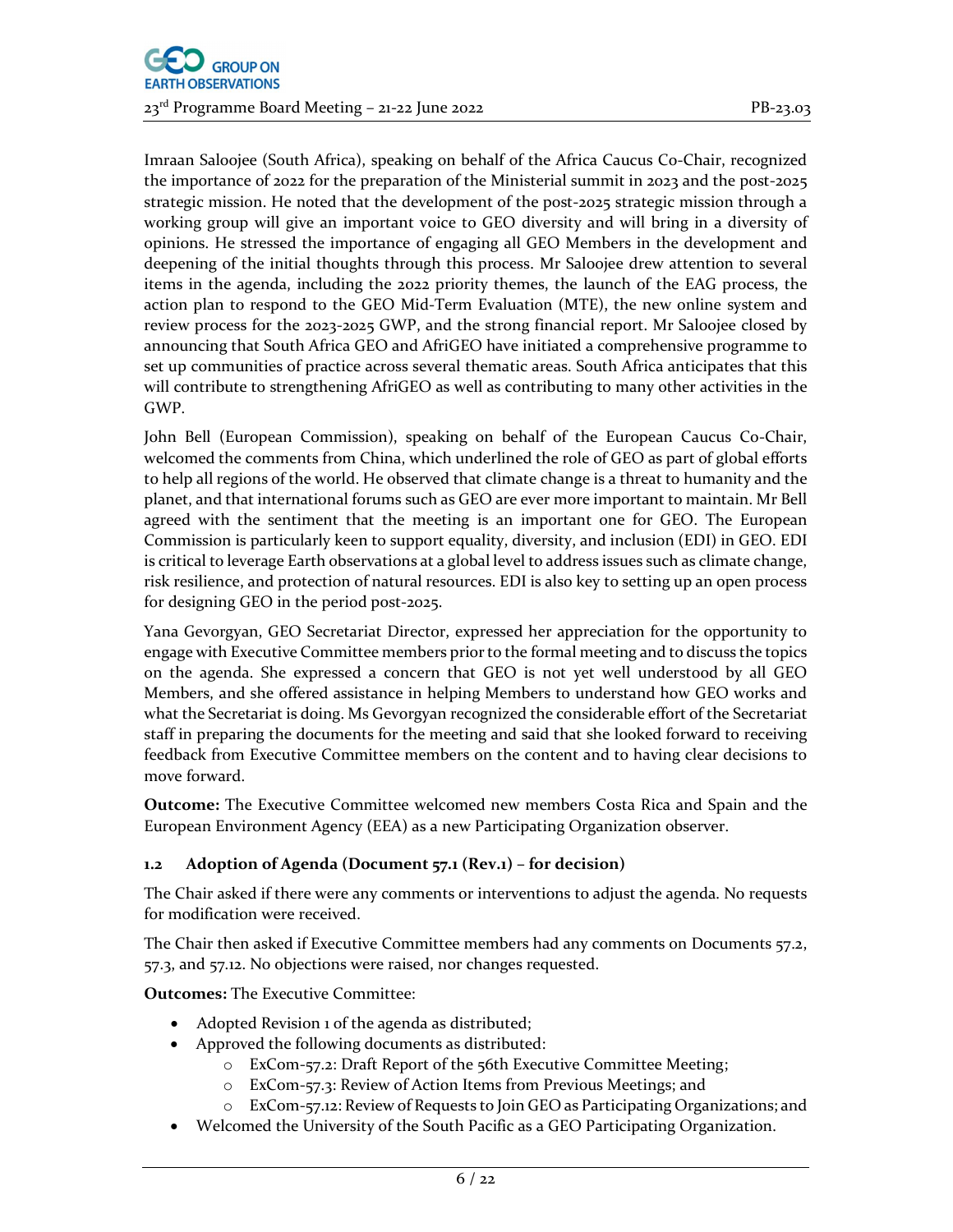Imraan Saloojee (South Africa), speaking on behalf of the Africa Caucus Co-Chair, recognized the importance of 2022 for the preparation of the Ministerial summit in 2023 and the post-2025 strategic mission. He noted that the development of the post-2025 strategic mission through a working group will give an important voice to GEO diversity and will bring in a diversity of opinions. He stressed the importance of engaging all GEO Members in the development and deepening of the initial thoughts through this process. Mr Saloojee drew attention to several items in the agenda, including the 2022 priority themes, the launch of the EAG process, the action plan to respond to the GEO Mid-Term Evaluation (MTE), the new online system and review process for the 2023-2025 GWP, and the strong financial report. Mr Saloojee closed by announcing that South Africa GEO and AfriGEO have initiated a comprehensive programme to set up communities of practice across several thematic areas. South Africa anticipates that this will contribute to strengthening AfriGEO as well as contributing to many other activities in the GWP.

John Bell (European Commission), speaking on behalf of the European Caucus Co-Chair, welcomed the comments from China, which underlined the role of GEO as part of global efforts to help all regions of the world. He observed that climate change is a threat to humanity and the planet, and that international forums such as GEO are ever more important to maintain. Mr Bell agreed with the sentiment that the meeting is an important one for GEO. The European Commission is particularly keen to support equality, diversity, and inclusion (EDI) in GEO. EDI is critical to leverage Earth observations at a global level to address issues such as climate change, risk resilience, and protection of natural resources. EDI is also key to setting up an open process for designing GEO in the period post-2025.

Yana Gevorgyan, GEO Secretariat Director, expressed her appreciation for the opportunity to engage with Executive Committee members prior to the formal meeting and to discuss the topics on the agenda. She expressed a concern that GEO is not yet well understood by all GEO Members, and she offered assistance in helping Members to understand how GEO works and what the Secretariat is doing. Ms Gevorgyan recognized the considerable effort of the Secretariat staff in preparing the documents for the meeting and said that she looked forward to receiving feedback from Executive Committee members on the content and to having clear decisions to move forward.

**Outcome:** The Executive Committee welcomed new members Costa Rica and Spain and the European Environment Agency (EEA) as a new Participating Organization observer.

### 1.2 Adoption of Agenda (Document 57.1 (Rev.1) – for decision)

The Chair asked if there were any comments or interventions to adjust the agenda. No requests for modification were received.

The Chair then asked if Executive Committee members had any comments on Documents 57.2, 57.3, and 57.12. No objections were raised, nor changes requested.

**Outcomes:** The Executive Committee:

- Adopted Revision 1 of the agenda as distributed;
- Approved the following documents as distributed:
  - ExCom-57.2: Draft Report of the 56th Executive Committee Meeting;
  - ExCom-57.3: Review of Action Items from Previous Meetings; and
  - ExCom-57.12: Review of Requests to Join GEO as Participating Organizations; and
- Welcomed the University of the South Pacific as a GEO Participating Organization.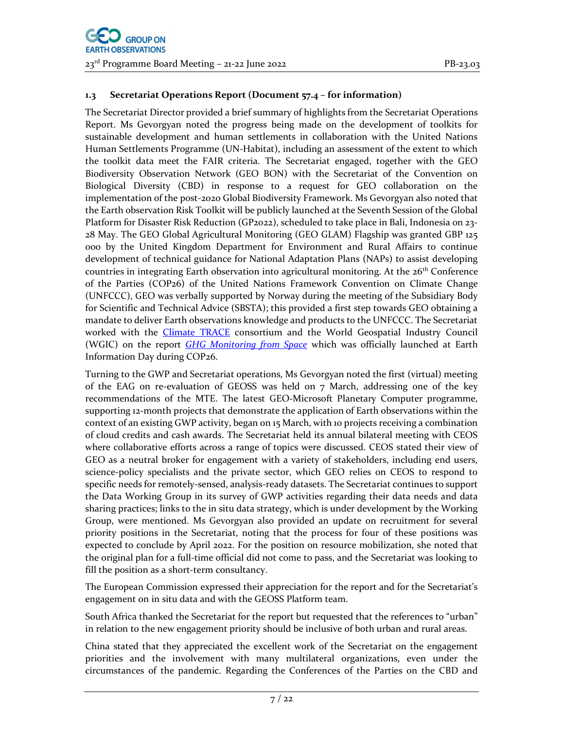### 1.3 Secretariat Operations Report (Document 57.4 – for information)

The Secretariat Director provided a brief summary of highlights from the Secretariat Operations Report. Ms Gevorgyan noted the progress being made on the development of toolkits for sustainable development and human settlements in collaboration with the United Nations Human Settlements Programme (UN-Habitat), including an assessment of the extent to which the toolkit data meet the FAIR criteria. The Secretariat engaged, together with the GEO Biodiversity Observation Network (GEO BON) with the Secretariat of the Convention on Biological Diversity (CBD) in response to a request for GEO collaboration on the implementation of the post-2020 Global Biodiversity Framework. Ms Gevorgyan also noted that the Earth observation Risk Toolkit will be publicly launched at the Seventh Session of the Global Platform for Disaster Risk Reduction (GP2022), scheduled to take place in Bali, Indonesia on 23-28 May. The GEO Global Agricultural Monitoring (GEO GLAM) Flagship was granted GBP 125 000 by the United Kingdom Department for Environment and Rural Affairs to continue development of technical guidance for National Adaptation Plans (NAPs) to assist developing countries in integrating Earth observation into agricultural monitoring. At the 26th Conference of the Parties (COP26) of the United Nations Framework Convention on Climate Change (UNFCCC), GEO was verbally supported by Norway during the meeting of the Subsidiary Body for Scientific and Technical Advice (SBSTA); this provided a first step towards GEO obtaining a mandate to deliver Earth observations knowledge and products to the UNFCCC. The Secretariat worked with the Climate TRACE consortium and the World Geospatial Industry Council (WGIC) on the report *GHG Monitoring from Space* which was officially launched at Earth Information Day during COP26.

Turning to the GWP and Secretariat operations, Ms Gevorgyan noted the first (virtual) meeting of the EAG on re-evaluation of GEOSS was held on 7 March, addressing one of the key recommendations of the MTE. The latest GEO-Microsoft Planetary Computer programme, supporting 12-month projects that demonstrate the application of Earth observations within the context of an existing GWP activity, began on 15 March, with 10 projects receiving a combination of cloud credits and cash awards. The Secretariat held its annual bilateral meeting with CEOS where collaborative efforts across a range of topics were discussed. CEOS stated their view of GEO as a neutral broker for engagement with a variety of stakeholders, including end users, science-policy specialists and the private sector, which GEO relies on CEOS to respond to specific needs for remotely-sensed, analysis-ready datasets. The Secretariat continues to support the Data Working Group in its survey of GWP activities regarding their data needs and data sharing practices; links to the in situ data strategy, which is under development by the Working Group, were mentioned. Ms Gevorgyan also provided an update on recruitment for several priority positions in the Secretariat, noting that the process for four of these positions was expected to conclude by April 2022. For the position on resource mobilization, she noted that the original plan for a full-time official did not come to pass, and the Secretariat was looking to fill the position as a short-term consultancy.

The European Commission expressed their appreciation for the report and for the Secretariat's engagement on in situ data and with the GEOSS Platform team.

South Africa thanked the Secretariat for the report but requested that the references to "urban" in relation to the new engagement priority should be inclusive of both urban and rural areas.

China stated that they appreciated the excellent work of the Secretariat on the engagement priorities and the involvement with many multilateral organizations, even under the circumstances of the pandemic. Regarding the Conferences of the Parties on the CBD and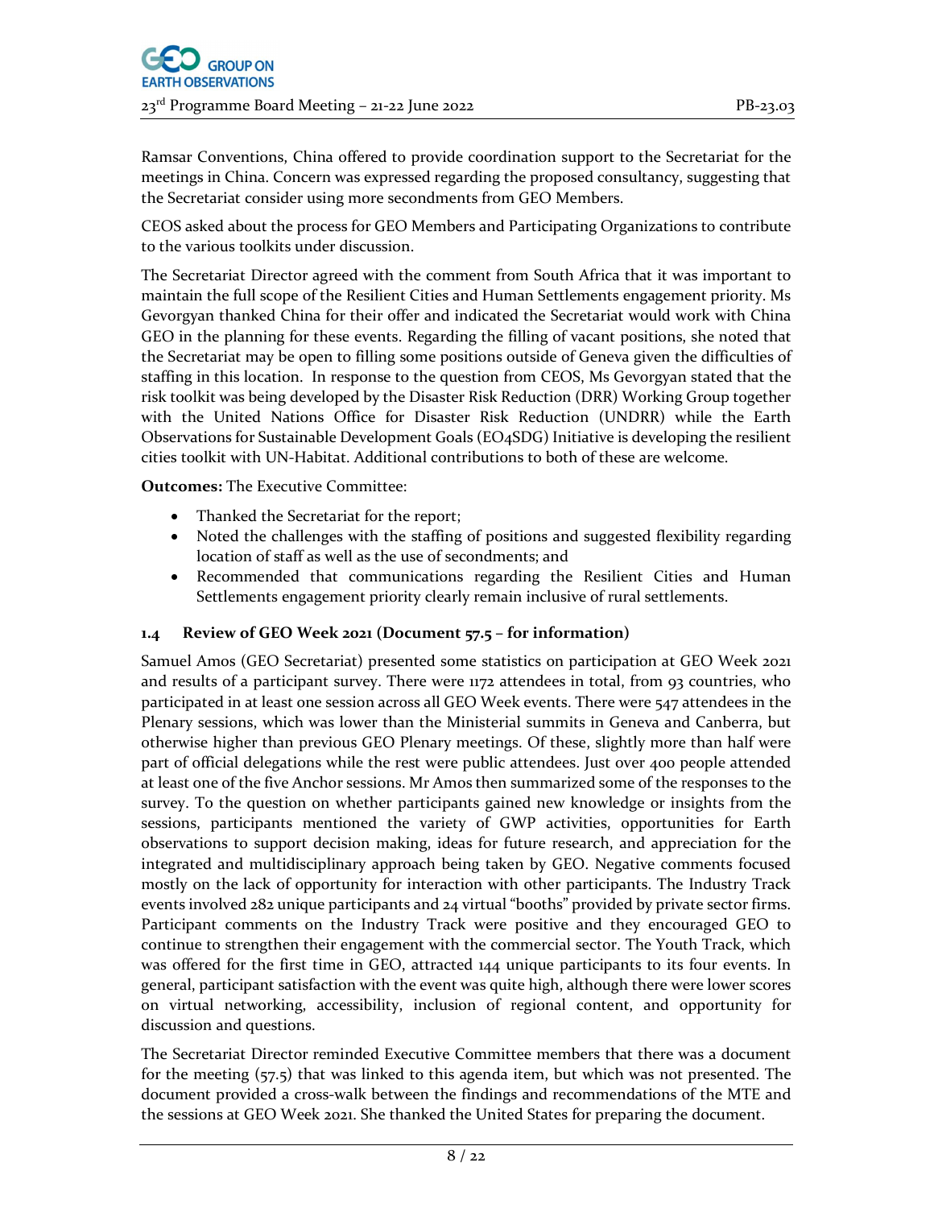Ramsar Conventions, China offered to provide coordination support to the Secretariat for the meetings in China. Concern was expressed regarding the proposed consultancy, suggesting that the Secretariat consider using more secondments from GEO Members.

CEOS asked about the process for GEO Members and Participating Organizations to contribute to the various toolkits under discussion.

The Secretariat Director agreed with the comment from South Africa that it was important to maintain the full scope of the Resilient Cities and Human Settlements engagement priority. Ms Gevorgyan thanked China for their offer and indicated the Secretariat would work with China GEO in the planning for these events. Regarding the filling of vacant positions, she noted that the Secretariat may be open to filling some positions outside of Geneva given the difficulties of staffing in this location. In response to the question from CEOS, Ms Gevorgyan stated that the risk toolkit was being developed by the Disaster Risk Reduction (DRR) Working Group together with the United Nations Office for Disaster Risk Reduction (UNDRR) while the Earth Observations for Sustainable Development Goals (EO4SDG) Initiative is developing the resilient cities toolkit with UN-Habitat. Additional contributions to both of these are welcome.

**Outcomes:** The Executive Committee:

- Thanked the Secretariat for the report;
- Noted the challenges with the staffing of positions and suggested flexibility regarding location of staff as well as the use of secondments; and
- Recommended that communications regarding the Resilient Cities and Human Settlements engagement priority clearly remain inclusive of rural settlements.

### 1.4 Review of GEO Week 2021 (Document 57.5 – for information)

Samuel Amos (GEO Secretariat) presented some statistics on participation at GEO Week 2021 and results of a participant survey. There were 1172 attendees in total, from 93 countries, who participated in at least one session across all GEO Week events. There were 547 attendees in the Plenary sessions, which was lower than the Ministerial summits in Geneva and Canberra, but otherwise higher than previous GEO Plenary meetings. Of these, slightly more than half were part of official delegations while the rest were public attendees. Just over 400 people attended at least one of the five Anchor sessions. Mr Amos then summarized some of the responses to the survey. To the question on whether participants gained new knowledge or insights from the sessions, participants mentioned the variety of GWP activities, opportunities for Earth observations to support decision making, ideas for future research, and appreciation for the integrated and multidisciplinary approach being taken by GEO. Negative comments focused mostly on the lack of opportunity for interaction with other participants. The Industry Track events involved 282 unique participants and 24 virtual "booths" provided by private sector firms. Participant comments on the Industry Track were positive and they encouraged GEO to continue to strengthen their engagement with the commercial sector. The Youth Track, which was offered for the first time in GEO, attracted 144 unique participants to its four events. In general, participant satisfaction with the event was quite high, although there were lower scores on virtual networking, accessibility, inclusion of regional content, and opportunity for discussion and questions.

The Secretariat Director reminded Executive Committee members that there was a document for the meeting (57.5) that was linked to this agenda item, but which was not presented. The document provided a cross-walk between the findings and recommendations of the MTE and the sessions at GEO Week 2021. She thanked the United States for preparing the document.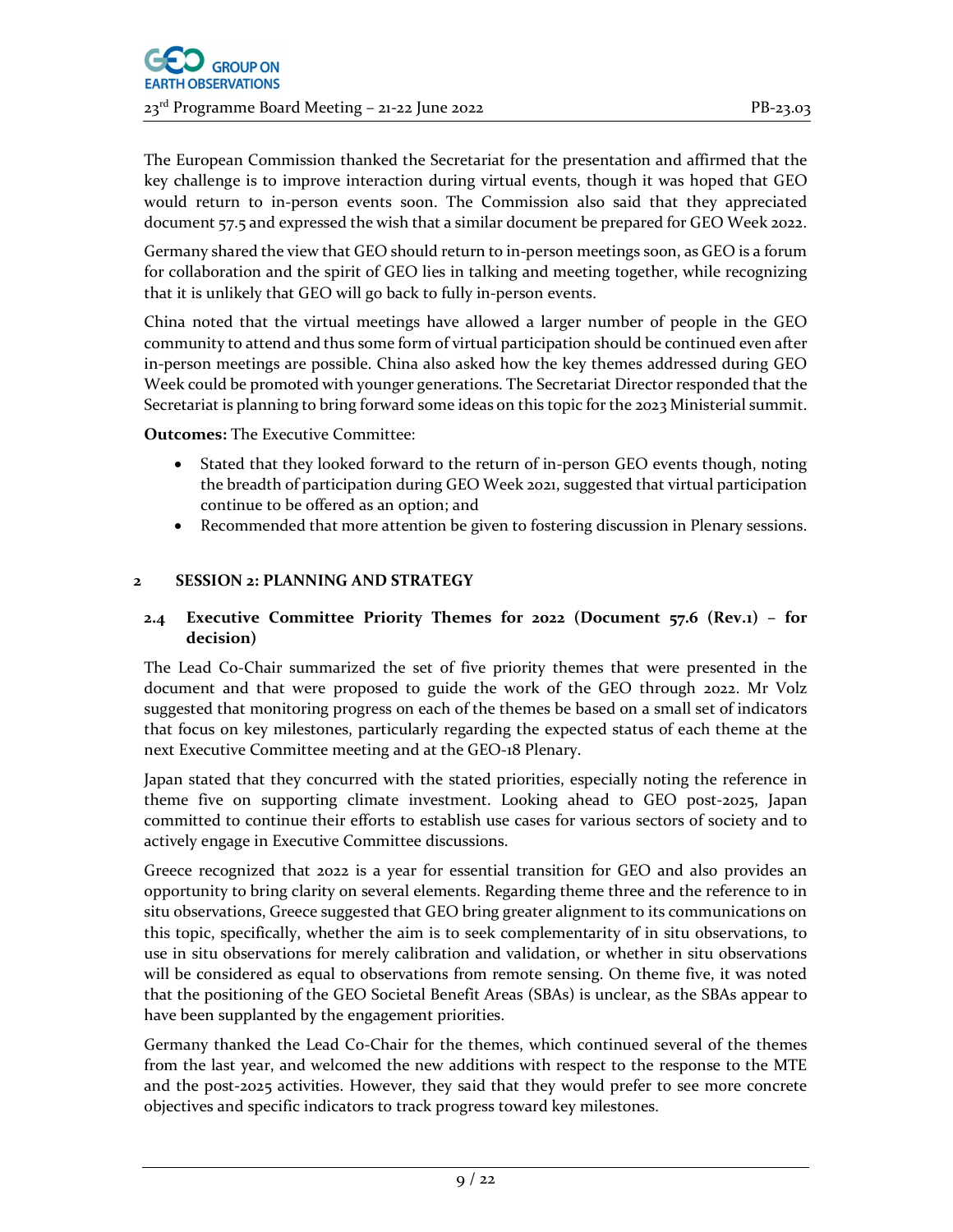The European Commission thanked the Secretariat for the presentation and affirmed that the key challenge is to improve interaction during virtual events, though it was hoped that GEO would return to in-person events soon. The Commission also said that they appreciated document 57.5 and expressed the wish that a similar document be prepared for GEO Week 2022.

Germany shared the view that GEO should return to in-person meetings soon, as GEO is a forum for collaboration and the spirit of GEO lies in talking and meeting together, while recognizing that it is unlikely that GEO will go back to fully in-person events.

China noted that the virtual meetings have allowed a larger number of people in the GEO community to attend and thus some form of virtual participation should be continued even after in-person meetings are possible. China also asked how the key themes addressed during GEO Week could be promoted with younger generations. The Secretariat Director responded that the Secretariat is planning to bring forward some ideas on this topic for the 2023 Ministerial summit.

**Outcomes:** The Executive Committee:

- Stated that they looked forward to the return of in-person GEO events though, noting the breadth of participation during GEO Week 2021, suggested that virtual participation continue to be offered as an option; and
- Recommended that more attention be given to fostering discussion in Plenary sessions.

## 2 SESSION 2: PLANNING AND STRATEGY

### 2.4 Executive Committee Priority Themes for 2022 (Document 57.6 (Rev.1) – for decision)

The Lead Co-Chair summarized the set of five priority themes that were presented in the document and that were proposed to guide the work of the GEO through 2022. Mr Volz suggested that monitoring progress on each of the themes be based on a small set of indicators that focus on key milestones, particularly regarding the expected status of each theme at the next Executive Committee meeting and at the GEO-18 Plenary.

Japan stated that they concurred with the stated priorities, especially noting the reference in theme five on supporting climate investment. Looking ahead to GEO post-2025, Japan committed to continue their efforts to establish use cases for various sectors of society and to actively engage in Executive Committee discussions.

Greece recognized that 2022 is a year for essential transition for GEO and also provides an opportunity to bring clarity on several elements. Regarding theme three and the reference to in situ observations, Greece suggested that GEO bring greater alignment to its communications on this topic, specifically, whether the aim is to seek complementarity of in situ observations, to use in situ observations for merely calibration and validation, or whether in situ observations will be considered as equal to observations from remote sensing. On theme five, it was noted that the positioning of the GEO Societal Benefit Areas (SBAs) is unclear, as the SBAs appear to have been supplanted by the engagement priorities.

Germany thanked the Lead Co-Chair for the themes, which continued several of the themes from the last year, and welcomed the new additions with respect to the response to the MTE and the post-2025 activities. However, they said that they would prefer to see more concrete objectives and specific indicators to track progress toward key milestones.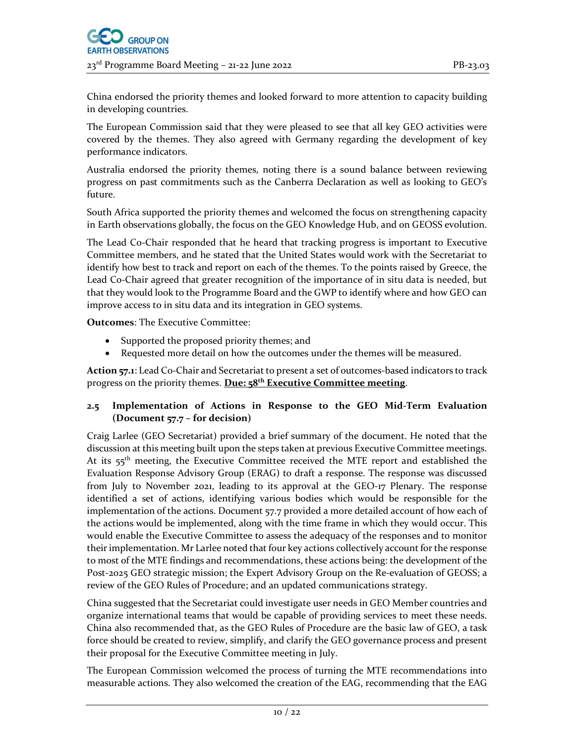China endorsed the priority themes and looked forward to more attention to capacity building in developing countries.

The European Commission said that they were pleased to see that all key GEO activities were covered by the themes. They also agreed with Germany regarding the development of key performance indicators.

Australia endorsed the priority themes, noting there is a sound balance between reviewing progress on past commitments such as the Canberra Declaration as well as looking to GEO's future.

South Africa supported the priority themes and welcomed the focus on strengthening capacity in Earth observations globally, the focus on the GEO Knowledge Hub, and on GEOSS evolution.

The Lead Co-Chair responded that he heard that tracking progress is important to Executive Committee members, and he stated that the United States would work with the Secretariat to identify how best to track and report on each of the themes. To the points raised by Greece, the Lead Co-Chair agreed that greater recognition of the importance of in situ data is needed, but that they would look to the Programme Board and the GWP to identify where and how GEO can improve access to in situ data and its integration in GEO systems.

**Outcomes**: The Executive Committee:

- Supported the proposed priority themes; and
- Requested more detail on how the outcomes under the themes will be measured.

**Action 57.1**: Lead Co-Chair and Secretariat to present a set of outcomes-based indicators to track progress on the priority themes. **Due: 58th Executive Committee meeting**.

### 2.5 Implementation of Actions in Response to the GEO Mid-Term Evaluation (Document 57.7 – for decision)

Craig Larlee (GEO Secretariat) provided a brief summary of the document. He noted that the discussion at this meeting built upon the steps taken at previous Executive Committee meetings. At its 55th meeting, the Executive Committee received the MTE report and established the Evaluation Response Advisory Group (ERAG) to draft a response. The response was discussed from July to November 2021, leading to its approval at the GEO-17 Plenary. The response identified a set of actions, identifying various bodies which would be responsible for the implementation of the actions. Document 57.7 provided a more detailed account of how each of the actions would be implemented, along with the time frame in which they would occur. This would enable the Executive Committee to assess the adequacy of the responses and to monitor their implementation. Mr Larlee noted that four key actions collectively account for the response to most of the MTE findings and recommendations, these actions being: the development of the Post-2025 GEO strategic mission; the Expert Advisory Group on the Re-evaluation of GEOSS; a review of the GEO Rules of Procedure; and an updated communications strategy.

China suggested that the Secretariat could investigate user needs in GEO Member countries and organize international teams that would be capable of providing services to meet these needs. China also recommended that, as the GEO Rules of Procedure are the basic law of GEO, a task force should be created to review, simplify, and clarify the GEO governance process and present their proposal for the Executive Committee meeting in July.

The European Commission welcomed the process of turning the MTE recommendations into measurable actions. They also welcomed the creation of the EAG, recommending that the EAG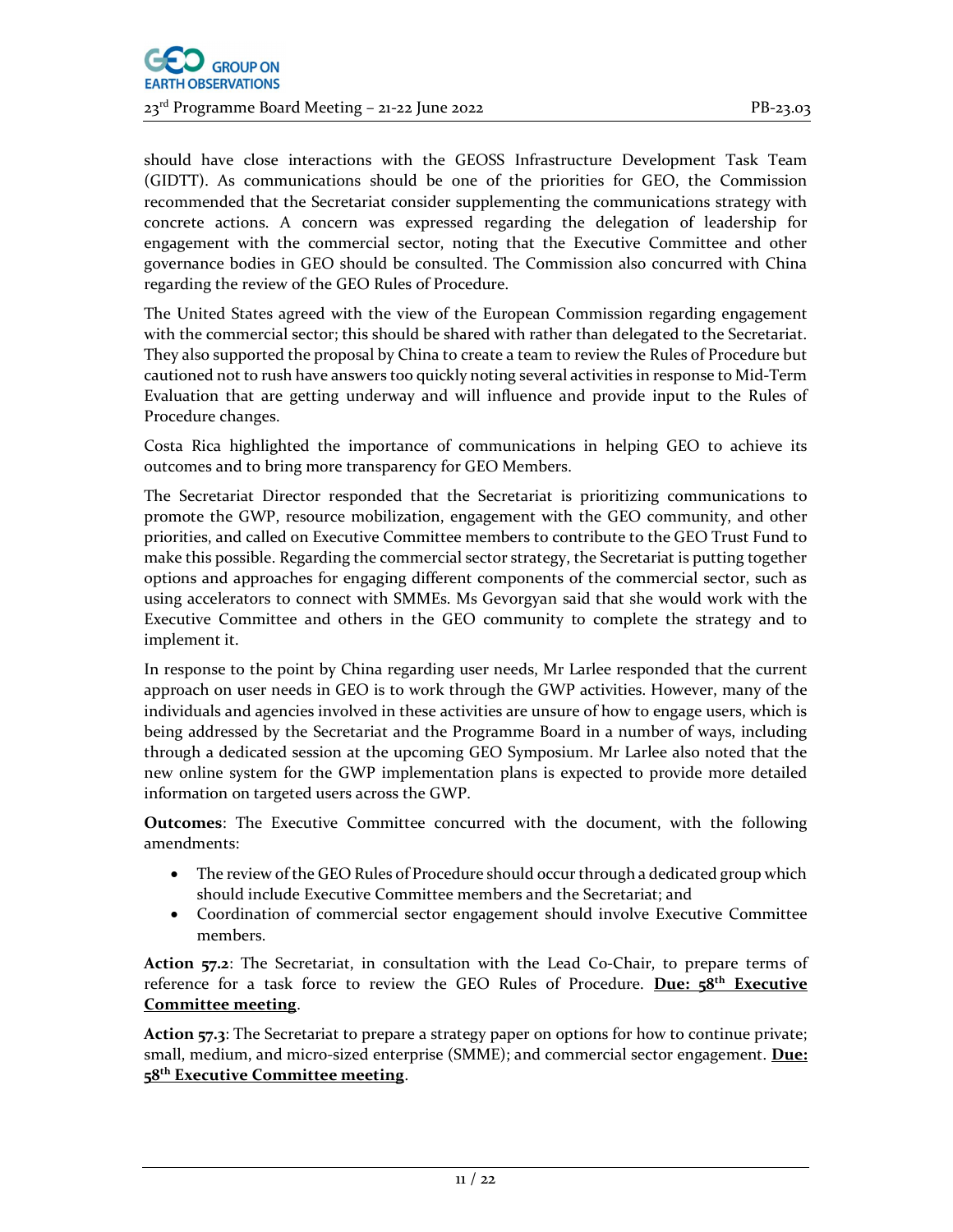should have close interactions with the GEOSS Infrastructure Development Task Team (GIDTT). As communications should be one of the priorities for GEO, the Commission recommended that the Secretariat consider supplementing the communications strategy with concrete actions. A concern was expressed regarding the delegation of leadership for engagement with the commercial sector, noting that the Executive Committee and other governance bodies in GEO should be consulted. The Commission also concurred with China regarding the review of the GEO Rules of Procedure.

The United States agreed with the view of the European Commission regarding engagement with the commercial sector; this should be shared with rather than delegated to the Secretariat. They also supported the proposal by China to create a team to review the Rules of Procedure but cautioned not to rush have answers too quickly noting several activities in response to Mid-Term Evaluation that are getting underway and will influence and provide input to the Rules of Procedure changes.

Costa Rica highlighted the importance of communications in helping GEO to achieve its outcomes and to bring more transparency for GEO Members.

The Secretariat Director responded that the Secretariat is prioritizing communications to promote the GWP, resource mobilization, engagement with the GEO community, and other priorities, and called on Executive Committee members to contribute to the GEO Trust Fund to make this possible. Regarding the commercial sector strategy, the Secretariat is putting together options and approaches for engaging different components of the commercial sector, such as using accelerators to connect with SMMEs. Ms Gevorgyan said that she would work with the Executive Committee and others in the GEO community to complete the strategy and to implement it.

In response to the point by China regarding user needs, Mr Larlee responded that the current approach on user needs in GEO is to work through the GWP activities. However, many of the individuals and agencies involved in these activities are unsure of how to engage users, which is being addressed by the Secretariat and the Programme Board in a number of ways, including through a dedicated session at the upcoming GEO Symposium. Mr Larlee also noted that the new online system for the GWP implementation plans is expected to provide more detailed information on targeted users across the GWP.

**Outcomes**: The Executive Committee concurred with the document, with the following amendments:

- The review of the GEO Rules of Procedure should occur through a dedicated group which should include Executive Committee members and the Secretariat; and
- Coordination of commercial sector engagement should involve Executive Committee members.

**Action 57.2**: The Secretariat, in consultation with the Lead Co-Chair, to prepare terms of reference for a task force to review the GEO Rules of Procedure. **Due: 58th Executive Committee meeting**.

**Action 57.3**: The Secretariat to prepare a strategy paper on options for how to continue private; small, medium, and micro-sized enterprise (SMME); and commercial sector engagement. **Due: 58th Executive Committee meeting**.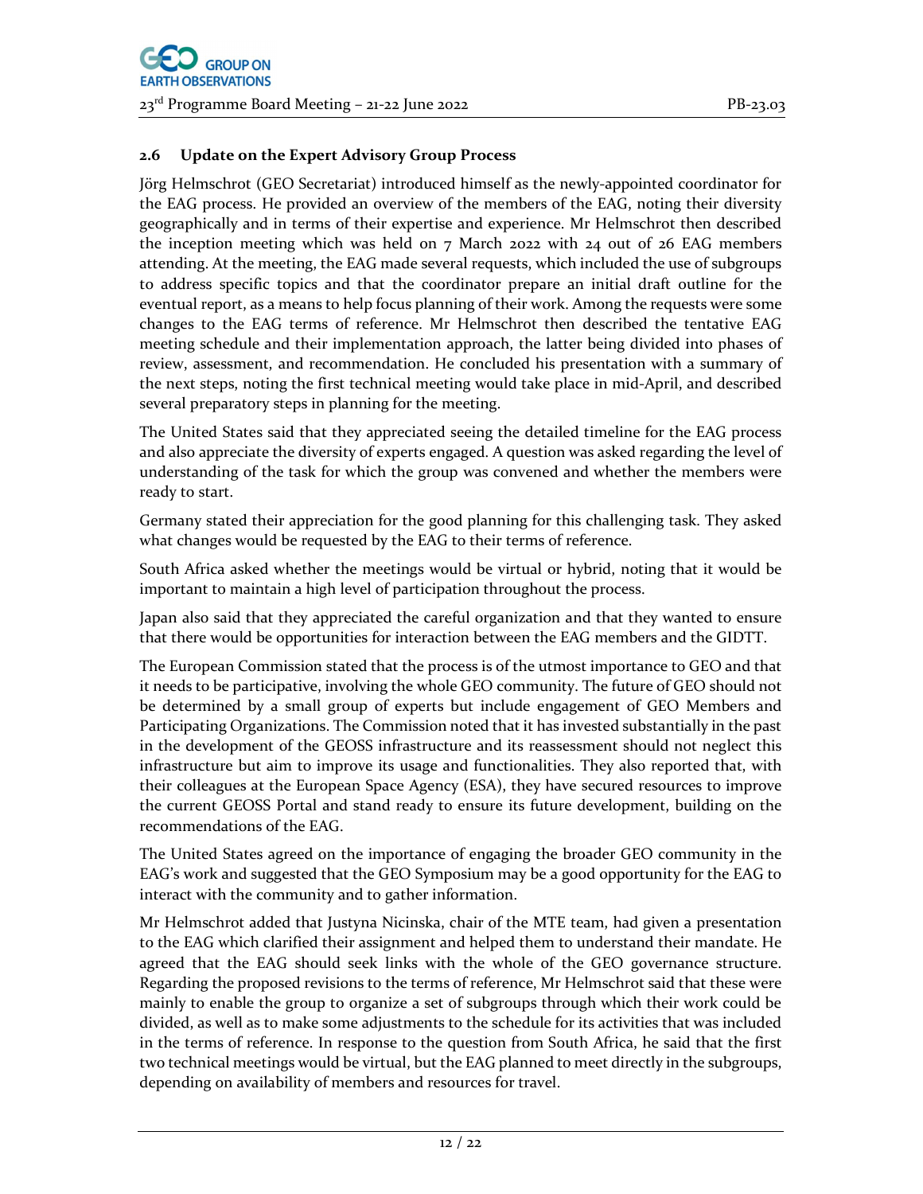### 2.6 Update on the Expert Advisory Group Process

Jörg Helmschrot (GEO Secretariat) introduced himself as the newly-appointed coordinator for the EAG process. He provided an overview of the members of the EAG, noting their diversity geographically and in terms of their expertise and experience. Mr Helmschrot then described the inception meeting which was held on 7 March 2022 with 24 out of 26 EAG members attending. At the meeting, the EAG made several requests, which included the use of subgroups to address specific topics and that the coordinator prepare an initial draft outline for the eventual report, as a means to help focus planning of their work. Among the requests were some changes to the EAG terms of reference. Mr Helmschrot then described the tentative EAG meeting schedule and their implementation approach, the latter being divided into phases of review, assessment, and recommendation. He concluded his presentation with a summary of the next steps, noting the first technical meeting would take place in mid-April, and described several preparatory steps in planning for the meeting.

The United States said that they appreciated seeing the detailed timeline for the EAG process and also appreciate the diversity of experts engaged. A question was asked regarding the level of understanding of the task for which the group was convened and whether the members were ready to start.

Germany stated their appreciation for the good planning for this challenging task. They asked what changes would be requested by the EAG to their terms of reference.

South Africa asked whether the meetings would be virtual or hybrid, noting that it would be important to maintain a high level of participation throughout the process.

Japan also said that they appreciated the careful organization and that they wanted to ensure that there would be opportunities for interaction between the EAG members and the GIDTT.

The European Commission stated that the process is of the utmost importance to GEO and that it needs to be participative, involving the whole GEO community. The future of GEO should not be determined by a small group of experts but include engagement of GEO Members and Participating Organizations. The Commission noted that it has invested substantially in the past in the development of the GEOSS infrastructure and its reassessment should not neglect this infrastructure but aim to improve its usage and functionalities. They also reported that, with their colleagues at the European Space Agency (ESA), they have secured resources to improve the current GEOSS Portal and stand ready to ensure its future development, building on the recommendations of the EAG.

The United States agreed on the importance of engaging the broader GEO community in the EAG's work and suggested that the GEO Symposium may be a good opportunity for the EAG to interact with the community and to gather information.

Mr Helmschrot added that Justyna Nicinska, chair of the MTE team, had given a presentation to the EAG which clarified their assignment and helped them to understand their mandate. He agreed that the EAG should seek links with the whole of the GEO governance structure. Regarding the proposed revisions to the terms of reference, Mr Helmschrot said that these were mainly to enable the group to organize a set of subgroups through which their work could be divided, as well as to make some adjustments to the schedule for its activities that was included in the terms of reference. In response to the question from South Africa, he said that the first two technical meetings would be virtual, but the EAG planned to meet directly in the subgroups, depending on availability of members and resources for travel.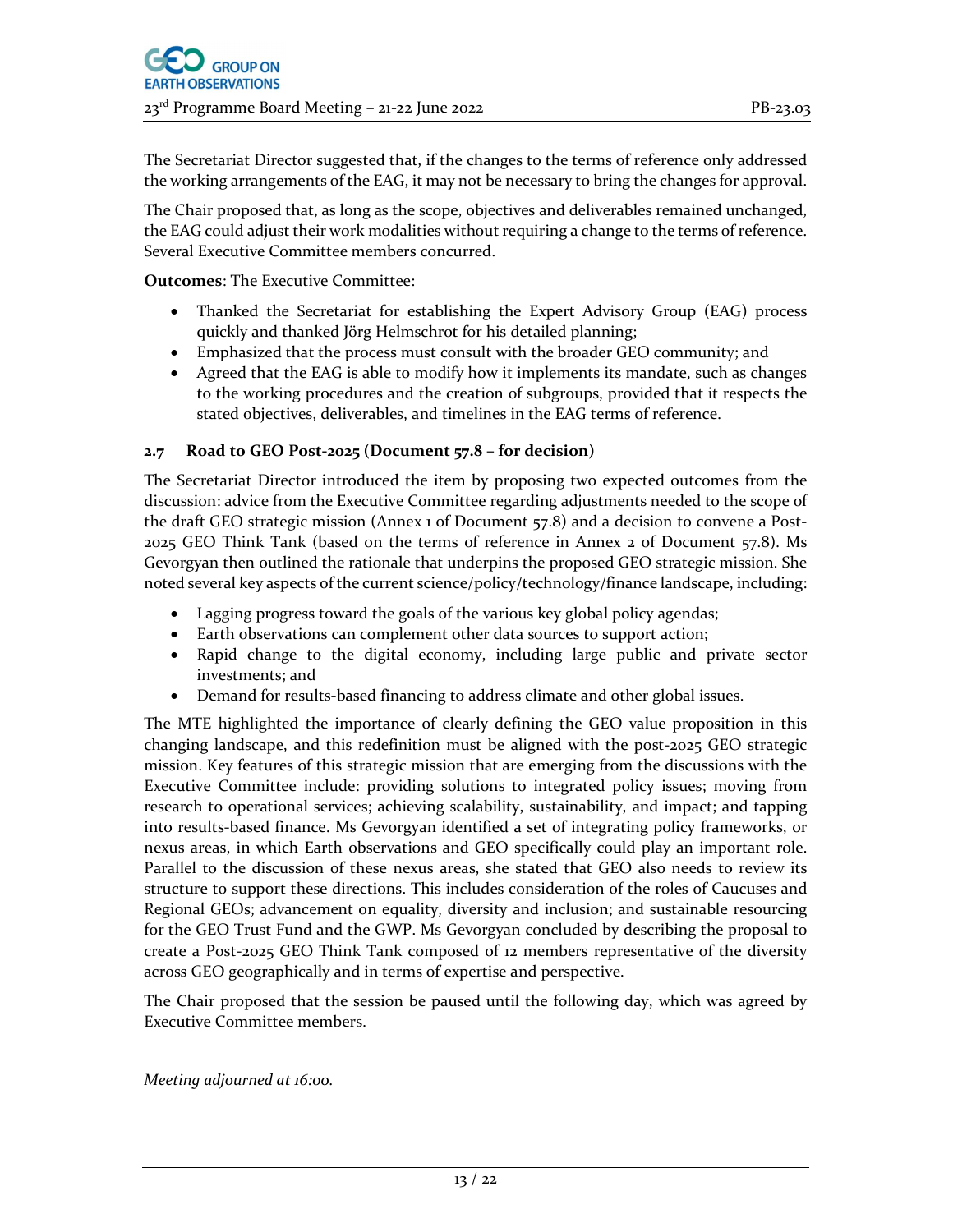The Secretariat Director suggested that, if the changes to the terms of reference only addressed the working arrangements of the EAG, it may not be necessary to bring the changes for approval.

The Chair proposed that, as long as the scope, objectives and deliverables remained unchanged, the EAG could adjust their work modalities without requiring a change to the terms of reference. Several Executive Committee members concurred.

**Outcomes**: The Executive Committee:

- Thanked the Secretariat for establishing the Expert Advisory Group (EAG) process quickly and thanked Jörg Helmschrot for his detailed planning;
- Emphasized that the process must consult with the broader GEO community; and
- Agreed that the EAG is able to modify how it implements its mandate, such as changes to the working procedures and the creation of subgroups, provided that it respects the stated objectives, deliverables, and timelines in the EAG terms of reference.

### 2.7 Road to GEO Post-2025 (Document 57.8 – for decision)

The Secretariat Director introduced the item by proposing two expected outcomes from the discussion: advice from the Executive Committee regarding adjustments needed to the scope of the draft GEO strategic mission (Annex 1 of Document 57.8) and a decision to convene a Post-2025 GEO Think Tank (based on the terms of reference in Annex 2 of Document 57.8). Ms Gevorgyan then outlined the rationale that underpins the proposed GEO strategic mission. She noted several key aspects of the current science/policy/technology/finance landscape, including:

- Lagging progress toward the goals of the various key global policy agendas;
- Earth observations can complement other data sources to support action;
- Rapid change to the digital economy, including large public and private sector investments; and
- Demand for results-based financing to address climate and other global issues.

The MTE highlighted the importance of clearly defining the GEO value proposition in this changing landscape, and this redefinition must be aligned with the post-2025 GEO strategic mission. Key features of this strategic mission that are emerging from the discussions with the Executive Committee include: providing solutions to integrated policy issues; moving from research to operational services; achieving scalability, sustainability, and impact; and tapping into results-based finance. Ms Gevorgyan identified a set of integrating policy frameworks, or nexus areas, in which Earth observations and GEO specifically could play an important role. Parallel to the discussion of these nexus areas, she stated that GEO also needs to review its structure to support these directions. This includes consideration of the roles of Caucuses and Regional GEOs; advancement on equality, diversity and inclusion; and sustainable resourcing for the GEO Trust Fund and the GWP. Ms Gevorgyan concluded by describing the proposal to create a Post-2025 GEO Think Tank composed of 12 members representative of the diversity across GEO geographically and in terms of expertise and perspective.

The Chair proposed that the session be paused until the following day, which was agreed by Executive Committee members.

*Meeting adjourned at 16:00.*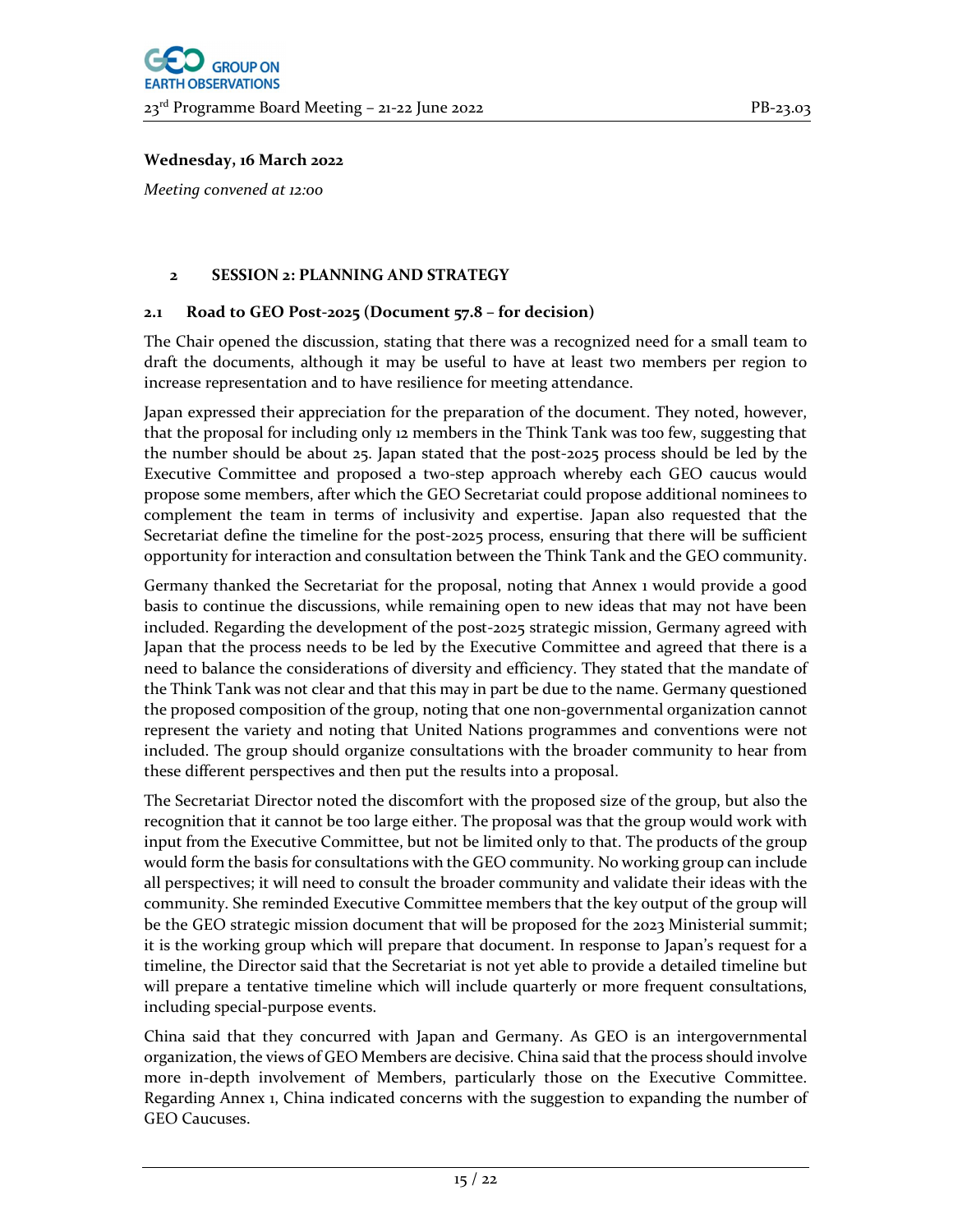**Wednesday, 16 March 2022**

*Meeting convened at 12:00*

## 2 SESSION 2: PLANNING AND STRATEGY

### 2.1 Road to GEO Post-2025 (Document 57.8 – for decision)

The Chair opened the discussion, stating that there was a recognized need for a small team to draft the documents, although it may be useful to have at least two members per region to increase representation and to have resilience for meeting attendance.

Japan expressed their appreciation for the preparation of the document. They noted, however, that the proposal for including only 12 members in the Think Tank was too few, suggesting that the number should be about 25. Japan stated that the post-2025 process should be led by the Executive Committee and proposed a two-step approach whereby each GEO caucus would propose some members, after which the GEO Secretariat could propose additional nominees to complement the team in terms of inclusivity and expertise. Japan also requested that the Secretariat define the timeline for the post-2025 process, ensuring that there will be sufficient opportunity for interaction and consultation between the Think Tank and the GEO community.

Germany thanked the Secretariat for the proposal, noting that Annex 1 would provide a good basis to continue the discussions, while remaining open to new ideas that may not have been included. Regarding the development of the post-2025 strategic mission, Germany agreed with Japan that the process needs to be led by the Executive Committee and agreed that there is a need to balance the considerations of diversity and efficiency. They stated that the mandate of the Think Tank was not clear and that this may in part be due to the name. Germany questioned the proposed composition of the group, noting that one non-governmental organization cannot represent the variety and noting that United Nations programmes and conventions were not included. The group should organize consultations with the broader community to hear from these different perspectives and then put the results into a proposal.

The Secretariat Director noted the discomfort with the proposed size of the group, but also the recognition that it cannot be too large either. The proposal was that the group would work with input from the Executive Committee, but not be limited only to that. The products of the group would form the basis for consultations with the GEO community. No working group can include all perspectives; it will need to consult the broader community and validate their ideas with the community. She reminded Executive Committee members that the key output of the group will be the GEO strategic mission document that will be proposed for the 2023 Ministerial summit; it is the working group which will prepare that document. In response to Japan's request for a timeline, the Director said that the Secretariat is not yet able to provide a detailed timeline but will prepare a tentative timeline which will include quarterly or more frequent consultations, including special-purpose events.

China said that they concurred with Japan and Germany. As GEO is an intergovernmental organization, the views of GEO Members are decisive. China said that the process should involve more in-depth involvement of Members, particularly those on the Executive Committee. Regarding Annex 1, China indicated concerns with the suggestion to expanding the number of GEO Caucuses.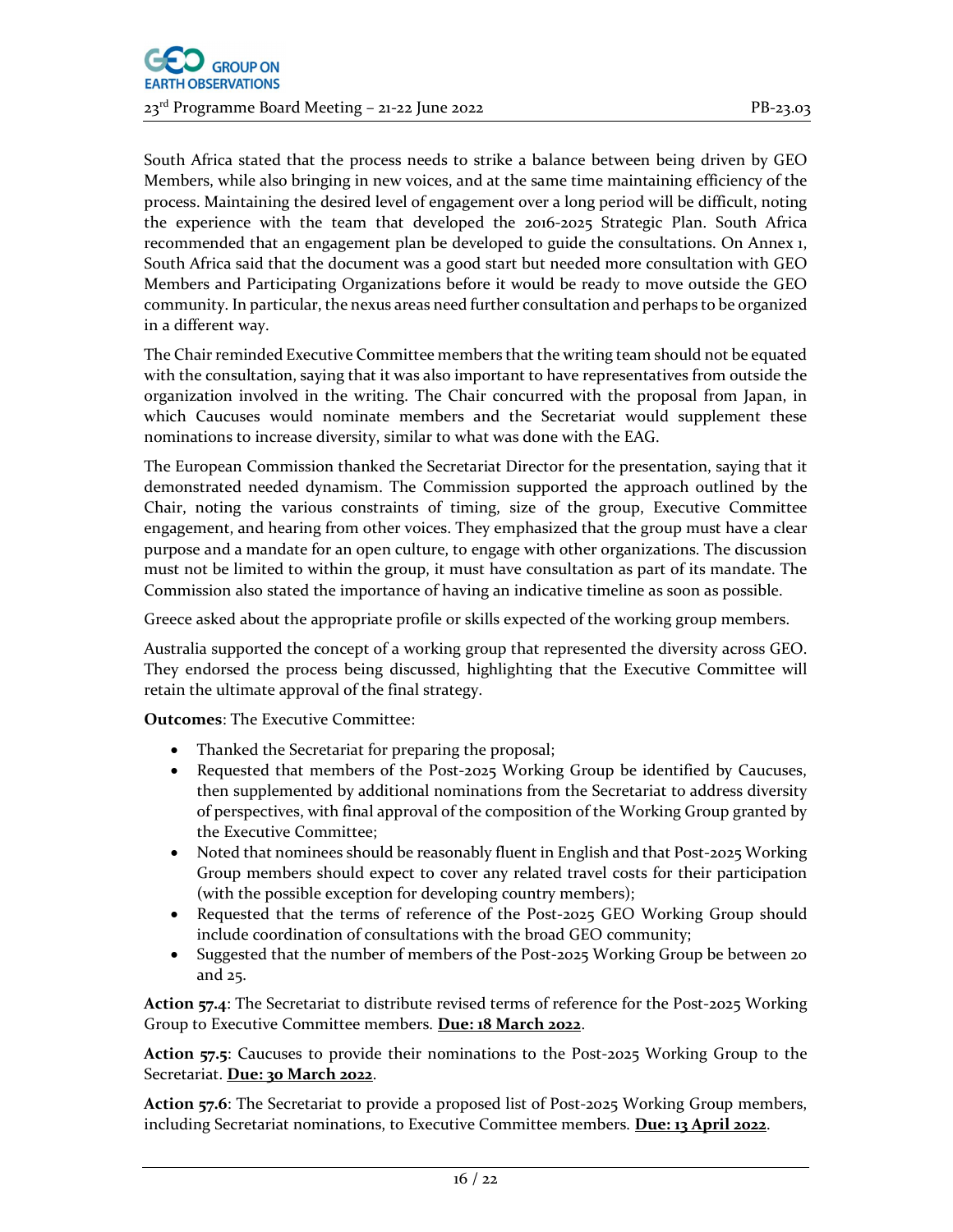South Africa stated that the process needs to strike a balance between being driven by GEO Members, while also bringing in new voices, and at the same time maintaining efficiency of the process. Maintaining the desired level of engagement over a long period will be difficult, noting the experience with the team that developed the 2016-2025 Strategic Plan. South Africa recommended that an engagement plan be developed to guide the consultations. On Annex 1, South Africa said that the document was a good start but needed more consultation with GEO Members and Participating Organizations before it would be ready to move outside the GEO community. In particular, the nexus areas need further consultation and perhaps to be organized in a different way.

The Chair reminded Executive Committee members that the writing team should not be equated with the consultation, saying that it was also important to have representatives from outside the organization involved in the writing. The Chair concurred with the proposal from Japan, in which Caucuses would nominate members and the Secretariat would supplement these nominations to increase diversity, similar to what was done with the EAG.

The European Commission thanked the Secretariat Director for the presentation, saying that it demonstrated needed dynamism. The Commission supported the approach outlined by the Chair, noting the various constraints of timing, size of the group, Executive Committee engagement, and hearing from other voices. They emphasized that the group must have a clear purpose and a mandate for an open culture, to engage with other organizations. The discussion must not be limited to within the group, it must have consultation as part of its mandate. The Commission also stated the importance of having an indicative timeline as soon as possible.

Greece asked about the appropriate profile or skills expected of the working group members.

Australia supported the concept of a working group that represented the diversity across GEO. They endorsed the process being discussed, highlighting that the Executive Committee will retain the ultimate approval of the final strategy.

**Outcomes**: The Executive Committee:

- Thanked the Secretariat for preparing the proposal;
- Requested that members of the Post-2025 Working Group be identified by Caucuses, then supplemented by additional nominations from the Secretariat to address diversity of perspectives, with final approval of the composition of the Working Group granted by the Executive Committee;
- Noted that nominees should be reasonably fluent in English and that Post-2025 Working Group members should expect to cover any related travel costs for their participation (with the possible exception for developing country members);
- Requested that the terms of reference of the Post-2025 GEO Working Group should include coordination of consultations with the broad GEO community;
- Suggested that the number of members of the Post-2025 Working Group be between 20 and 25.

**Action 57.4**: The Secretariat to distribute revised terms of reference for the Post-2025 Working Group to Executive Committee members. **Due: 18 March 2022**.

**Action 57.5**: Caucuses to provide their nominations to the Post-2025 Working Group to the Secretariat. **Due: 30 March 2022**.

**Action 57.6**: The Secretariat to provide a proposed list of Post-2025 Working Group members, including Secretariat nominations, to Executive Committee members. **Due: 13 April 2022**.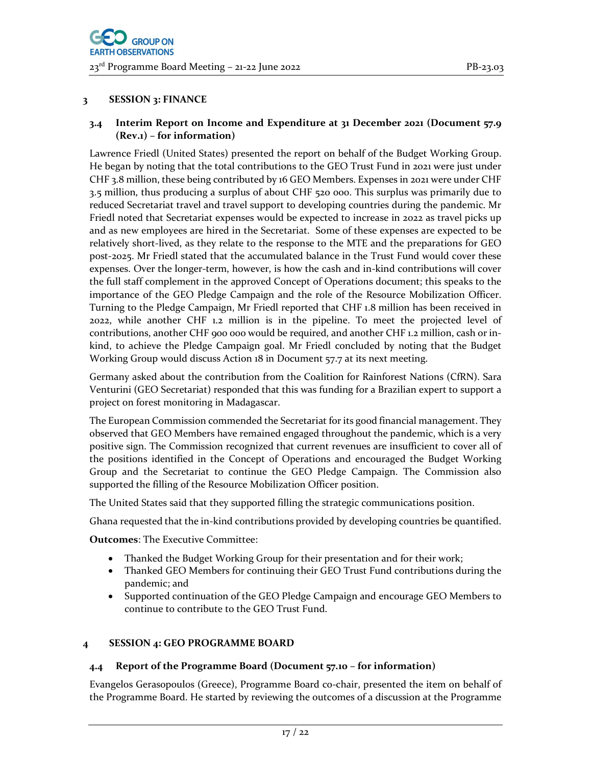## 3 SESSION 3: FINANCE

### 3.4 Interim Report on Income and Expenditure at 31 December 2021 (Document 57.9 (Rev.1) – for information)

Lawrence Friedl (United States) presented the report on behalf of the Budget Working Group. He began by noting that the total contributions to the GEO Trust Fund in 2021 were just under CHF 3.8 million, these being contributed by 16 GEO Members. Expenses in 2021 were under CHF 3.5 million, thus producing a surplus of about CHF 520 000. This surplus was primarily due to reduced Secretariat travel and travel support to developing countries during the pandemic. Mr Friedl noted that Secretariat expenses would be expected to increase in 2022 as travel picks up and as new employees are hired in the Secretariat. Some of these expenses are expected to be relatively short-lived, as they relate to the response to the MTE and the preparations for GEO post-2025. Mr Friedl stated that the accumulated balance in the Trust Fund would cover these expenses. Over the longer-term, however, is how the cash and in-kind contributions will cover the full staff complement in the approved Concept of Operations document; this speaks to the importance of the GEO Pledge Campaign and the role of the Resource Mobilization Officer. Turning to the Pledge Campaign, Mr Friedl reported that CHF 1.8 million has been received in 2022, while another CHF 1.2 million is in the pipeline. To meet the projected level of contributions, another CHF 900 000 would be required, and another CHF 1.2 million, cash or in-kind, to achieve the Pledge Campaign goal. Mr Friedl concluded by noting that the Budget Working Group would discuss Action 18 in Document 57.7 at its next meeting.

Germany asked about the contribution from the Coalition for Rainforest Nations (CfRN). Sara Venturini (GEO Secretariat) responded that this was funding for a Brazilian expert to support a project on forest monitoring in Madagascar.

The European Commission commended the Secretariat for its good financial management. They observed that GEO Members have remained engaged throughout the pandemic, which is a very positive sign. The Commission recognized that current revenues are insufficient to cover all of the positions identified in the Concept of Operations and encouraged the Budget Working Group and the Secretariat to continue the GEO Pledge Campaign. The Commission also supported the filling of the Resource Mobilization Officer position.

The United States said that they supported filling the strategic communications position.

Ghana requested that the in-kind contributions provided by developing countries be quantified.

**Outcomes**: The Executive Committee:

- Thanked the Budget Working Group for their presentation and for their work;
- Thanked GEO Members for continuing their GEO Trust Fund contributions during the pandemic; and
- Supported continuation of the GEO Pledge Campaign and encourage GEO Members to continue to contribute to the GEO Trust Fund.

## 4 SESSION 4: GEO PROGRAMME BOARD

### 4.4 Report of the Programme Board (Document 57.10 – for information)

Evangelos Gerasopoulos (Greece), Programme Board co-chair, presented the item on behalf of the Programme Board. He started by reviewing the outcomes of a discussion at the Programme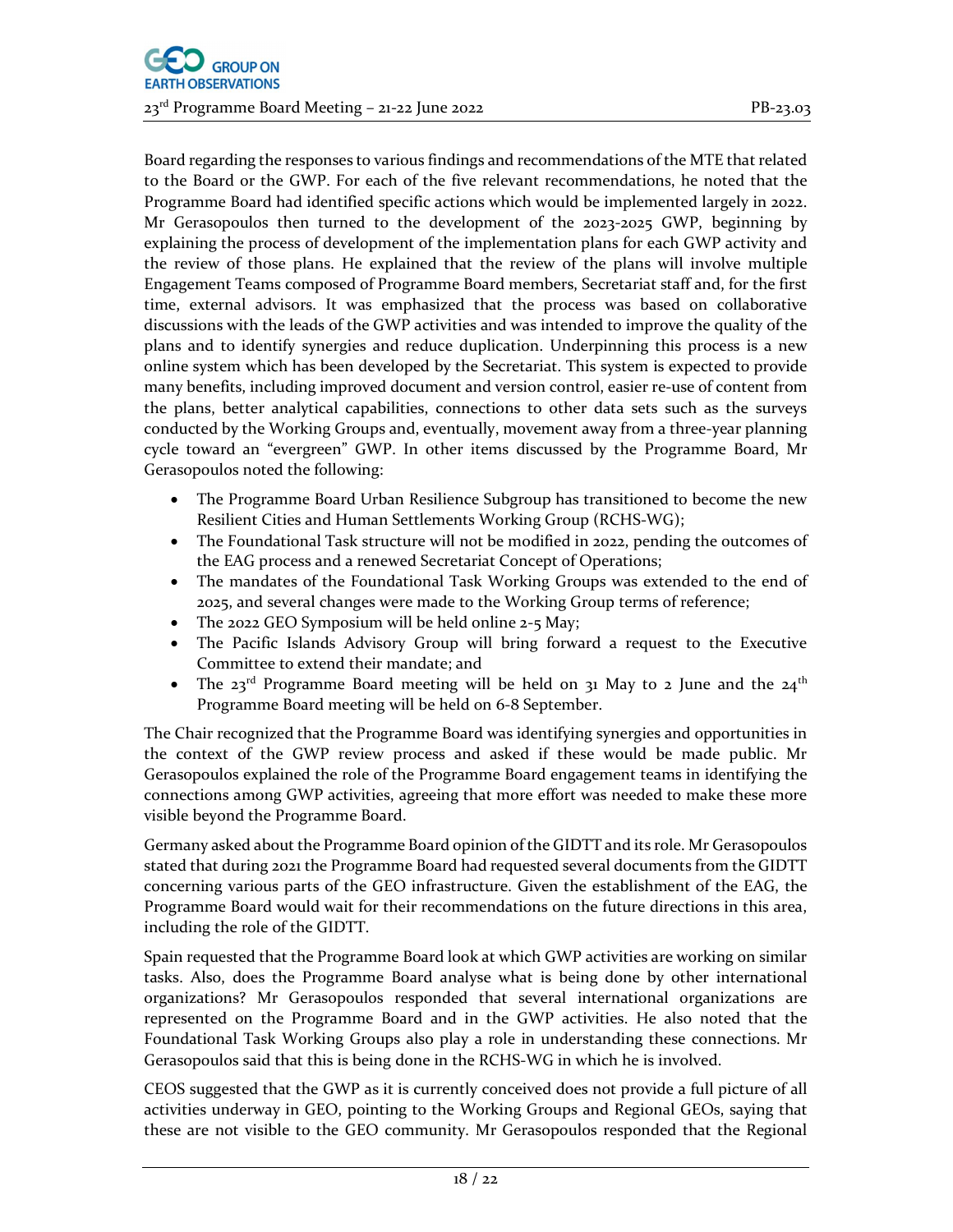Board regarding the responses to various findings and recommendations of the MTE that related to the Board or the GWP. For each of the five relevant recommendations, he noted that the Programme Board had identified specific actions which would be implemented largely in 2022. Mr Gerasopoulos then turned to the development of the 2023-2025 GWP, beginning by explaining the process of development of the implementation plans for each GWP activity and the review of those plans. He explained that the review of the plans will involve multiple Engagement Teams composed of Programme Board members, Secretariat staff and, for the first time, external advisors. It was emphasized that the process was based on collaborative discussions with the leads of the GWP activities and was intended to improve the quality of the plans and to identify synergies and reduce duplication. Underpinning this process is a new online system which has been developed by the Secretariat. This system is expected to provide many benefits, including improved document and version control, easier re-use of content from the plans, better analytical capabilities, connections to other data sets such as the surveys conducted by the Working Groups and, eventually, movement away from a three-year planning cycle toward an "evergreen" GWP. In other items discussed by the Programme Board, Mr Gerasopoulos noted the following:

- The Programme Board Urban Resilience Subgroup has transitioned to become the new Resilient Cities and Human Settlements Working Group (RCHS-WG);
- The Foundational Task structure will not be modified in 2022, pending the outcomes of the EAG process and a renewed Secretariat Concept of Operations;
- The mandates of the Foundational Task Working Groups was extended to the end of 2025, and several changes were made to the Working Group terms of reference;
- The 2022 GEO Symposium will be held online 2-5 May;
- The Pacific Islands Advisory Group will bring forward a request to the Executive Committee to extend their mandate; and
- The 23rd Programme Board meeting will be held on 31 May to 2 June and the 24th Programme Board meeting will be held on 6-8 September.

The Chair recognized that the Programme Board was identifying synergies and opportunities in the context of the GWP review process and asked if these would be made public. Mr Gerasopoulos explained the role of the Programme Board engagement teams in identifying the connections among GWP activities, agreeing that more effort was needed to make these more visible beyond the Programme Board.

Germany asked about the Programme Board opinion of the GIDTT and its role. Mr Gerasopoulos stated that during 2021 the Programme Board had requested several documents from the GIDTT concerning various parts of the GEO infrastructure. Given the establishment of the EAG, the Programme Board would wait for their recommendations on the future directions in this area, including the role of the GIDTT.

Spain requested that the Programme Board look at which GWP activities are working on similar tasks. Also, does the Programme Board analyse what is being done by other international organizations? Mr Gerasopoulos responded that several international organizations are represented on the Programme Board and in the GWP activities. He also noted that the Foundational Task Working Groups also play a role in understanding these connections. Mr Gerasopoulos said that this is being done in the RCHS-WG in which he is involved.

CEOS suggested that the GWP as it is currently conceived does not provide a full picture of all activities underway in GEO, pointing to the Working Groups and Regional GEOs, saying that these are not visible to the GEO community. Mr Gerasopoulos responded that the Regional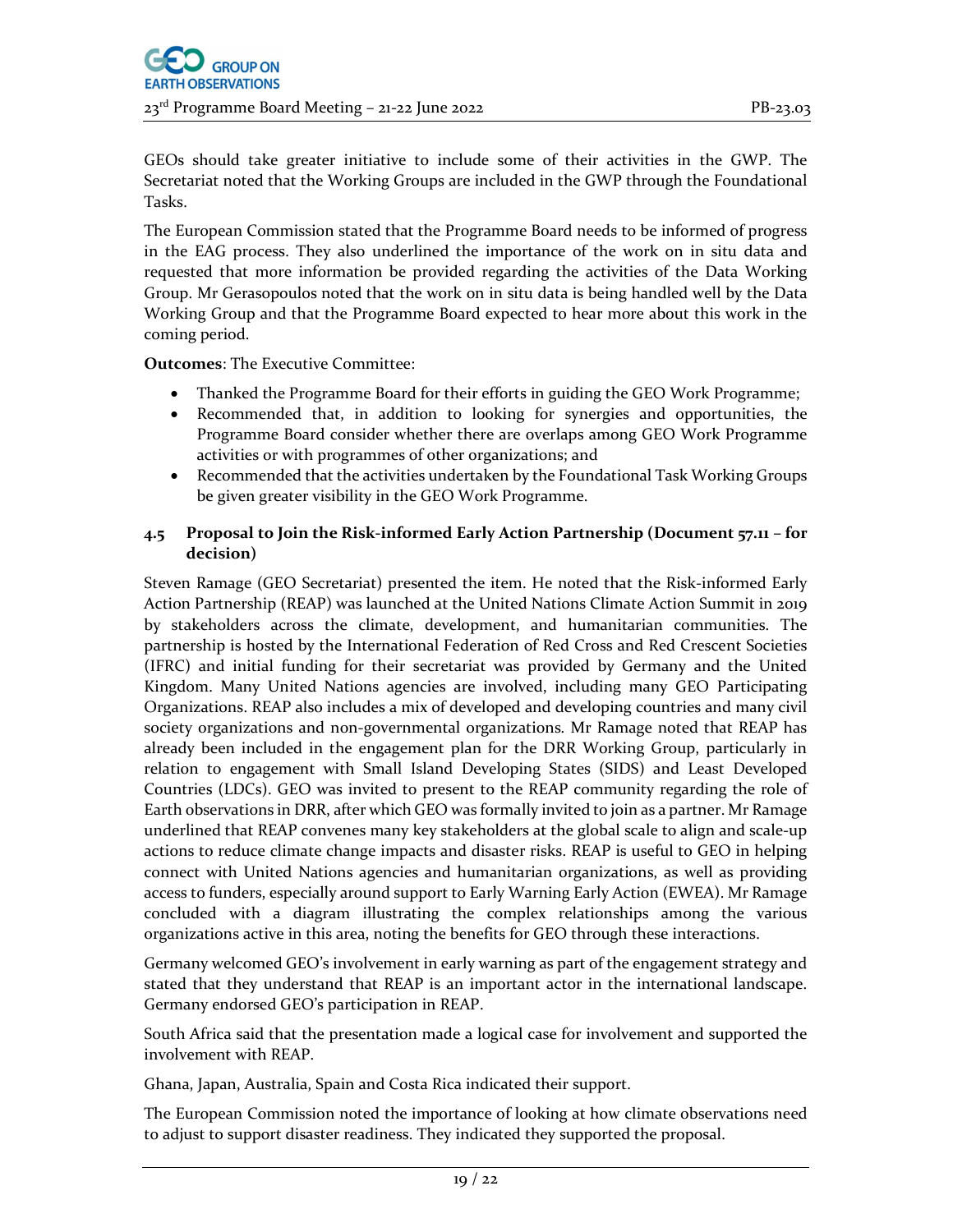GEOs should take greater initiative to include some of their activities in the GWP. The Secretariat noted that the Working Groups are included in the GWP through the Foundational Tasks.

The European Commission stated that the Programme Board needs to be informed of progress in the EAG process. They also underlined the importance of the work on in situ data and requested that more information be provided regarding the activities of the Data Working Group. Mr Gerasopoulos noted that the work on in situ data is being handled well by the Data Working Group and that the Programme Board expected to hear more about this work in the coming period.

**Outcomes**: The Executive Committee:

- Thanked the Programme Board for their efforts in guiding the GEO Work Programme;
- Recommended that, in addition to looking for synergies and opportunities, the Programme Board consider whether there are overlaps among GEO Work Programme activities or with programmes of other organizations; and
- Recommended that the activities undertaken by the Foundational Task Working Groups be given greater visibility in the GEO Work Programme.

### 4.5 Proposal to Join the Risk-informed Early Action Partnership (Document 57.11 – for decision)

Steven Ramage (GEO Secretariat) presented the item. He noted that the Risk-informed Early Action Partnership (REAP) was launched at the United Nations Climate Action Summit in 2019 by stakeholders across the climate, development, and humanitarian communities. The partnership is hosted by the International Federation of Red Cross and Red Crescent Societies (IFRC) and initial funding for their secretariat was provided by Germany and the United Kingdom. Many United Nations agencies are involved, including many GEO Participating Organizations. REAP also includes a mix of developed and developing countries and many civil society organizations and non-governmental organizations. Mr Ramage noted that REAP has already been included in the engagement plan for the DRR Working Group, particularly in relation to engagement with Small Island Developing States (SIDS) and Least Developed Countries (LDCs). GEO was invited to present to the REAP community regarding the role of Earth observations in DRR, after which GEO was formally invited to join as a partner. Mr Ramage underlined that REAP convenes many key stakeholders at the global scale to align and scale-up actions to reduce climate change impacts and disaster risks. REAP is useful to GEO in helping connect with United Nations agencies and humanitarian organizations, as well as providing access to funders, especially around support to Early Warning Early Action (EWEA). Mr Ramage concluded with a diagram illustrating the complex relationships among the various organizations active in this area, noting the benefits for GEO through these interactions.

Germany welcomed GEO's involvement in early warning as part of the engagement strategy and stated that they understand that REAP is an important actor in the international landscape. Germany endorsed GEO's participation in REAP.

South Africa said that the presentation made a logical case for involvement and supported the involvement with REAP.

Ghana, Japan, Australia, Spain and Costa Rica indicated their support.

The European Commission noted the importance of looking at how climate observations need to adjust to support disaster readiness. They indicated they supported the proposal.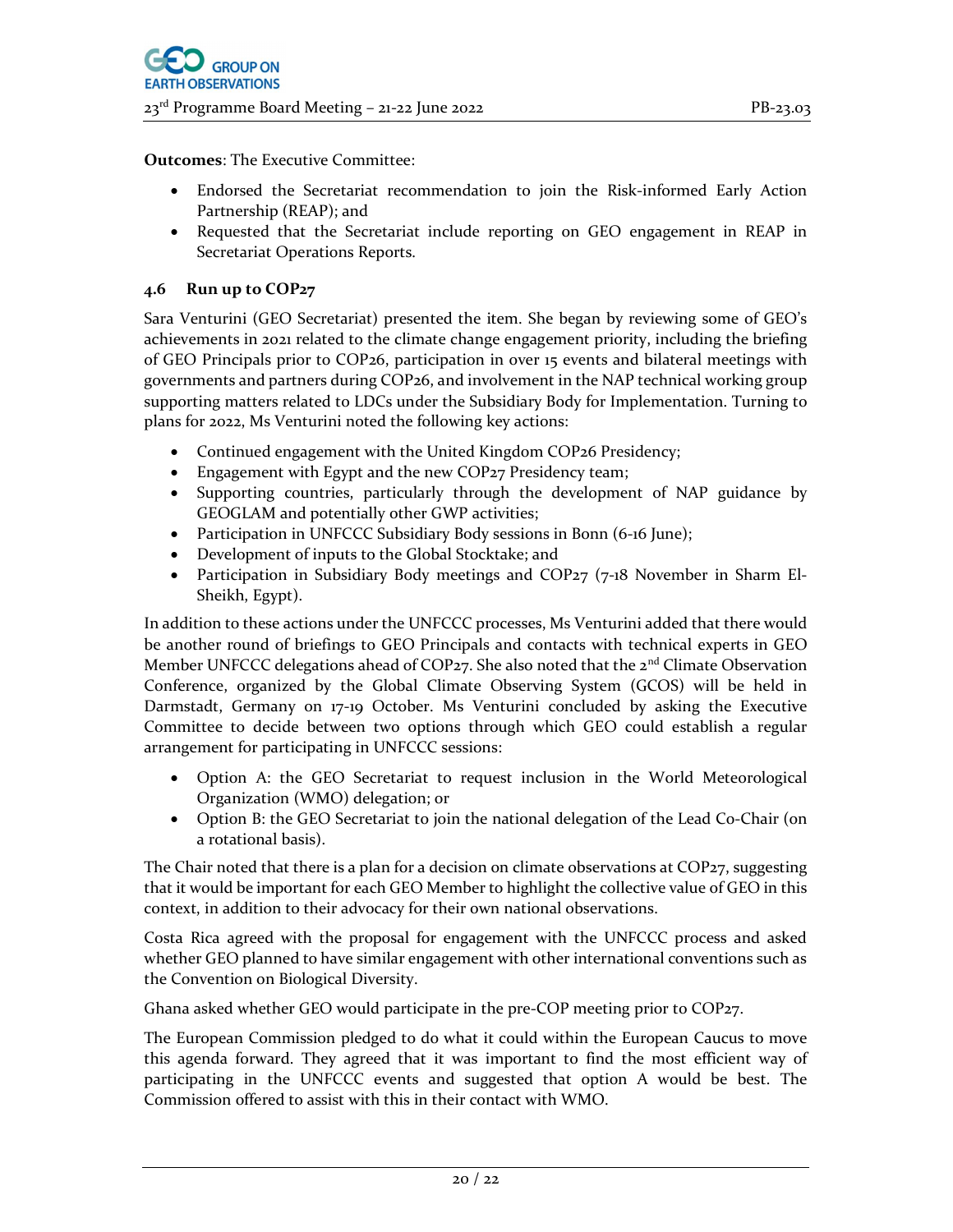**Outcomes**: The Executive Committee:

- Endorsed the Secretariat recommendation to join the Risk-informed Early Action Partnership (REAP); and
- Requested that the Secretariat include reporting on GEO engagement in REAP in Secretariat Operations Reports.

### 4.6 Run up to COP27

Sara Venturini (GEO Secretariat) presented the item. She began by reviewing some of GEO's achievements in 2021 related to the climate change engagement priority, including the briefing of GEO Principals prior to COP26, participation in over 15 events and bilateral meetings with governments and partners during COP26, and involvement in the NAP technical working group supporting matters related to LDCs under the Subsidiary Body for Implementation. Turning to plans for 2022, Ms Venturini noted the following key actions:

- Continued engagement with the United Kingdom COP26 Presidency;
- Engagement with Egypt and the new COP27 Presidency team;
- Supporting countries, particularly through the development of NAP guidance by GEOGLAM and potentially other GWP activities;
- Participation in UNFCCC Subsidiary Body sessions in Bonn (6-16 June);
- Development of inputs to the Global Stocktake; and
- Participation in Subsidiary Body meetings and COP27 (7-18 November in Sharm El-Sheikh, Egypt).

In addition to these actions under the UNFCCC processes, Ms Venturini added that there would be another round of briefings to GEO Principals and contacts with technical experts in GEO Member UNFCCC delegations ahead of COP27. She also noted that the 2nd Climate Observation Conference, organized by the Global Climate Observing System (GCOS) will be held in Darmstadt, Germany on 17-19 October. Ms Venturini concluded by asking the Executive Committee to decide between two options through which GEO could establish a regular arrangement for participating in UNFCCC sessions:

- Option A: the GEO Secretariat to request inclusion in the World Meteorological Organization (WMO) delegation; or
- Option B: the GEO Secretariat to join the national delegation of the Lead Co-Chair (on a rotational basis).

The Chair noted that there is a plan for a decision on climate observations at COP27, suggesting that it would be important for each GEO Member to highlight the collective value of GEO in this context, in addition to their advocacy for their own national observations.

Costa Rica agreed with the proposal for engagement with the UNFCCC process and asked whether GEO planned to have similar engagement with other international conventions such as the Convention on Biological Diversity.

Ghana asked whether GEO would participate in the pre-COP meeting prior to COP27.

The European Commission pledged to do what it could within the European Caucus to move this agenda forward. They agreed that it was important to find the most efficient way of participating in the UNFCCC events and suggested that option A would be best. The Commission offered to assist with this in their contact with WMO.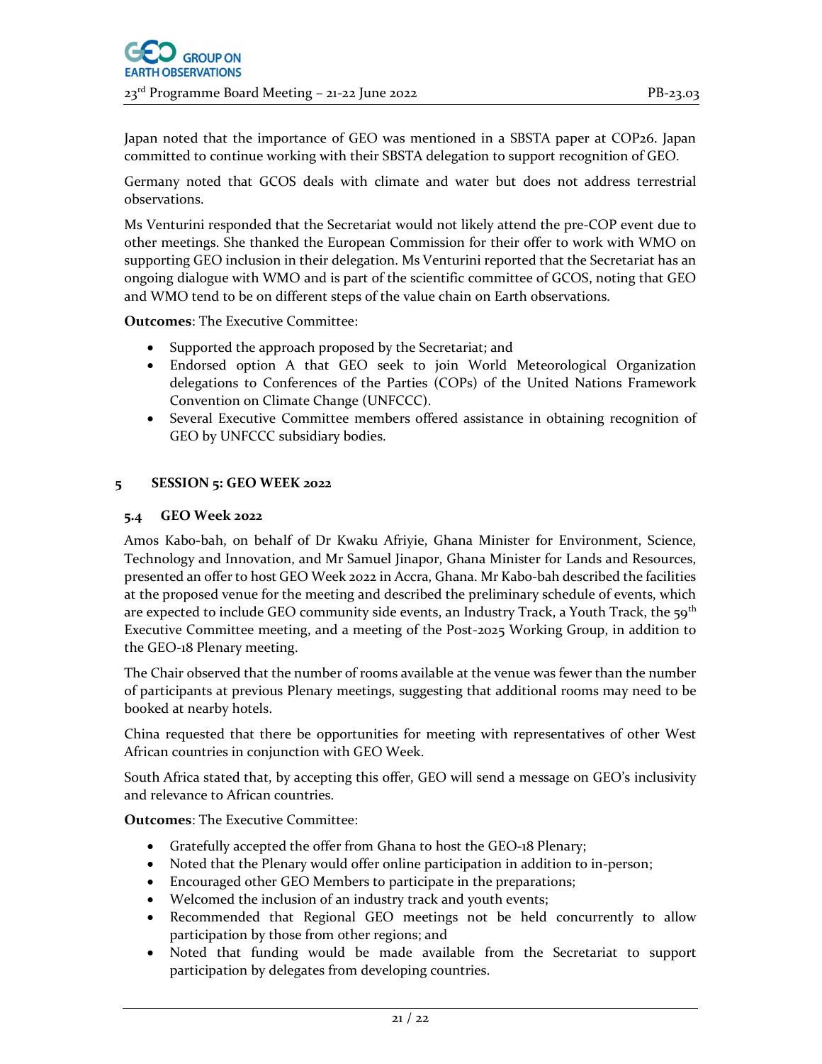Japan noted that the importance of GEO was mentioned in a SBSTA paper at COP26. Japan committed to continue working with their SBSTA delegation to support recognition of GEO.

Germany noted that GCOS deals with climate and water but does not address terrestrial observations.

Ms Venturini responded that the Secretariat would not likely attend the pre-COP event due to other meetings. She thanked the European Commission for their offer to work with WMO on supporting GEO inclusion in their delegation. Ms Venturini reported that the Secretariat has an ongoing dialogue with WMO and is part of the scientific committee of GCOS, noting that GEO and WMO tend to be on different steps of the value chain on Earth observations.

**Outcomes**: The Executive Committee:

- Supported the approach proposed by the Secretariat; and
- Endorsed option A that GEO seek to join World Meteorological Organization delegations to Conferences of the Parties (COPs) of the United Nations Framework Convention on Climate Change (UNFCCC).
- Several Executive Committee members offered assistance in obtaining recognition of GEO by UNFCCC subsidiary bodies.

## 5 SESSION 5: GEO WEEK 2022

### 5.4 GEO Week 2022

Amos Kabo-bah, on behalf of Dr Kwaku Afriyie, Ghana Minister for Environment, Science, Technology and Innovation, and Mr Samuel Jinapor, Ghana Minister for Lands and Resources, presented an offer to host GEO Week 2022 in Accra, Ghana. Mr Kabo-bah described the facilities at the proposed venue for the meeting and described the preliminary schedule of events, which are expected to include GEO community side events, an Industry Track, a Youth Track, the 59th Executive Committee meeting, and a meeting of the Post-2025 Working Group, in addition to the GEO-18 Plenary meeting.

The Chair observed that the number of rooms available at the venue was fewer than the number of participants at previous Plenary meetings, suggesting that additional rooms may need to be booked at nearby hotels.

China requested that there be opportunities for meeting with representatives of other West African countries in conjunction with GEO Week.

South Africa stated that, by accepting this offer, GEO will send a message on GEO's inclusivity and relevance to African countries.

**Outcomes**: The Executive Committee:

- Gratefully accepted the offer from Ghana to host the GEO-18 Plenary;
- Noted that the Plenary would offer online participation in addition to in-person;
- Encouraged other GEO Members to participate in the preparations;
- Welcomed the inclusion of an industry track and youth events;
- Recommended that Regional GEO meetings not be held concurrently to allow participation by those from other regions; and
- Noted that funding would be made available from the Secretariat to support participation by delegates from developing countries.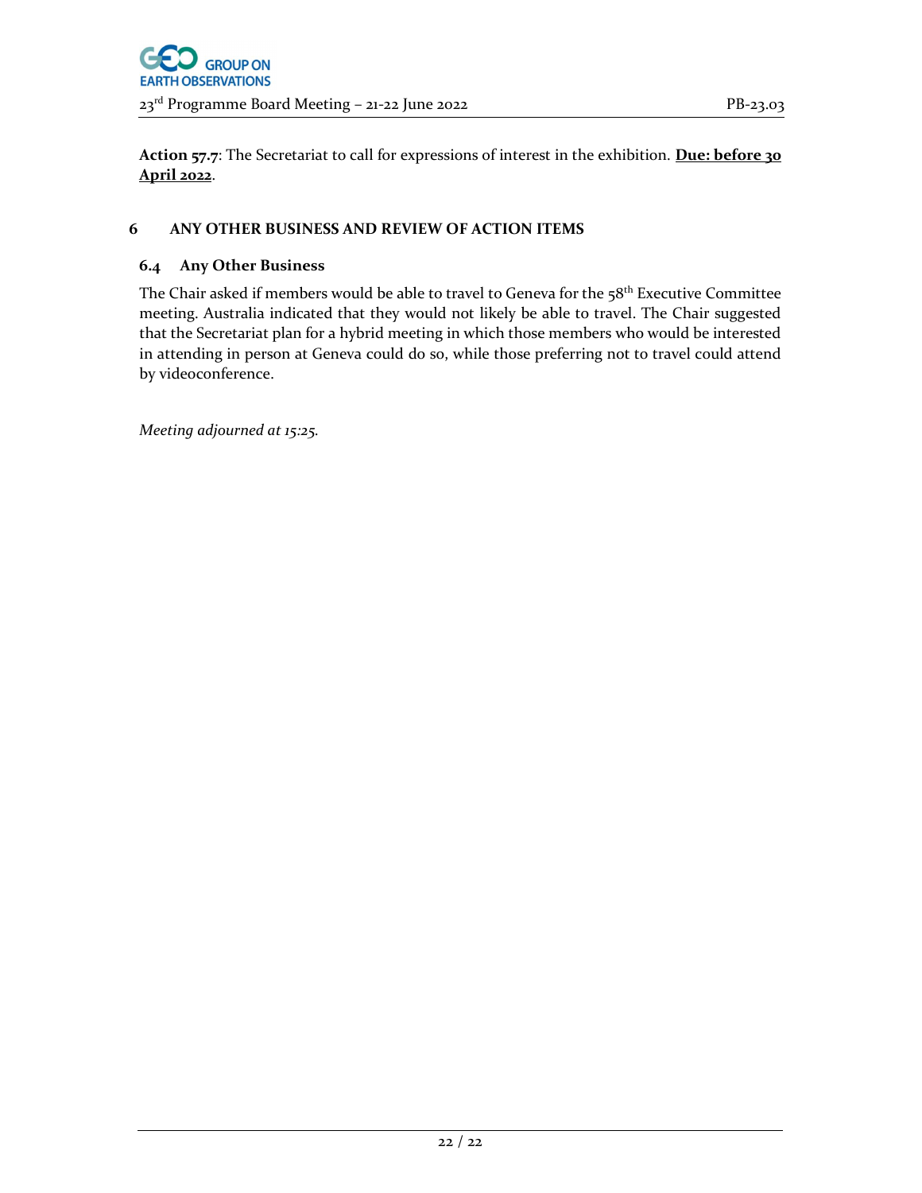**Action 57.7**: The Secretariat to call for expressions of interest in the exhibition. **<u>Due: before 30 April 2022</u>**.

## 6 ANY OTHER BUSINESS AND REVIEW OF ACTION ITEMS

### 6.4 Any Other Business

The Chair asked if members would be able to travel to Geneva for the 58th Executive Committee meeting. Australia indicated that they would not likely be able to travel. The Chair suggested that the Secretariat plan for a hybrid meeting in which those members who would be interested in attending in person at Geneva could do so, while those preferring not to travel could attend by videoconference.

*Meeting adjourned at 15:25.*